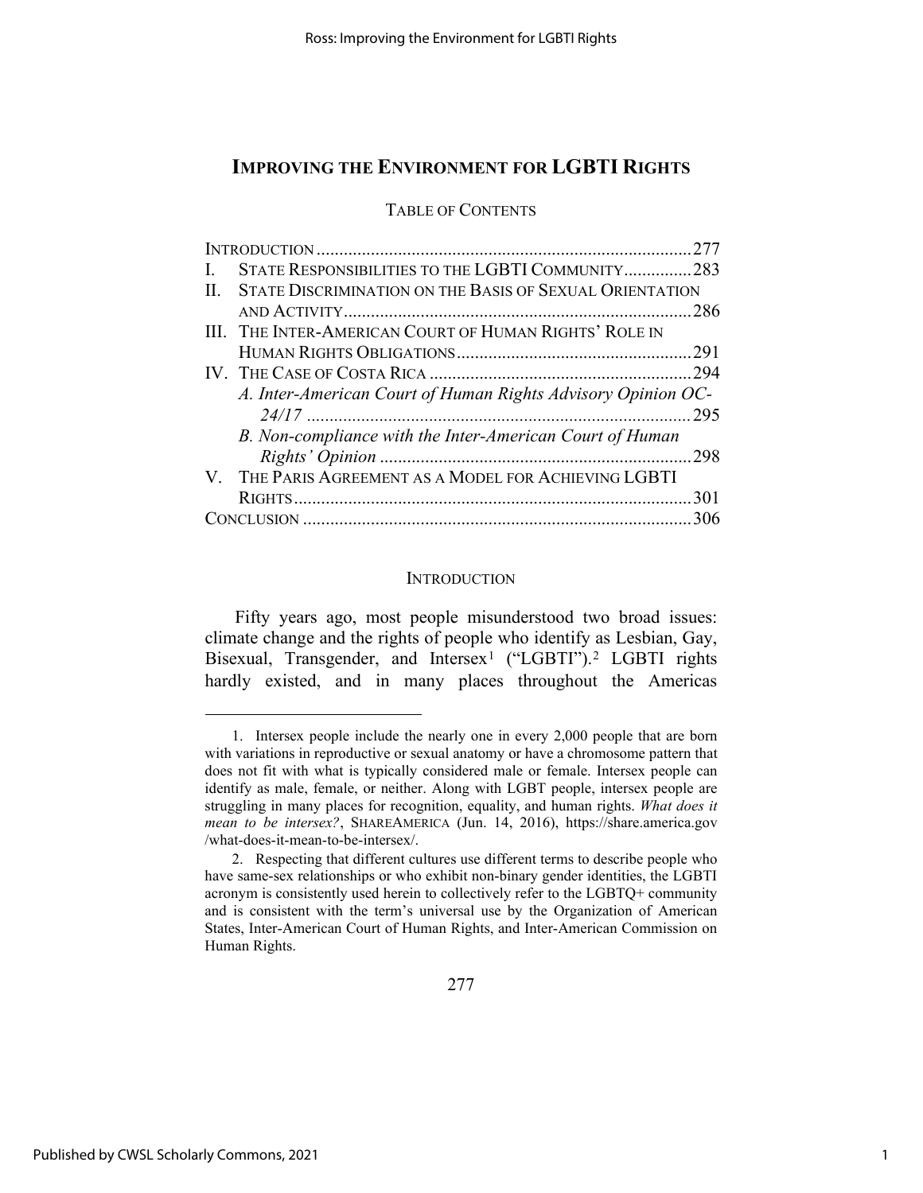# IMPROVING THE ENVIRONMENT FOR LGBTI RIGHTS

TABLE OF CONTENTS

| | |
|---|---|
| INTRODUCTION | 277 |
| I. STATE RESPONSIBILITIES TO THE LGBTI COMMUNITY | 283 |
| II. STATE DISCRIMINATION ON THE BASIS OF SEXUAL ORIENTATION AND ACTIVITY | 286 |
| III. THE INTER-AMERICAN COURT OF HUMAN RIGHTS' ROLE IN HUMAN RIGHTS OBLIGATIONS | 291 |
| IV. THE CASE OF COSTA RICA | 294 |
| *A. Inter-American Court of Human Rights Advisory Opinion OC-24/17* | 295 |
| *B. Non-compliance with the Inter-American Court of Human Rights' Opinion* | 298 |
| V. THE PARIS AGREEMENT AS A MODEL FOR ACHIEVING LGBTI RIGHTS | 301 |
| CONCLUSION | 306 |

## INTRODUCTION

Fifty years ago, most people misunderstood two broad issues: climate change and the rights of people who identify as Lesbian, Gay, Bisexual, Transgender, and Intersex[1] ("LGBTI").[2] LGBTI rights hardly existed, and in many places throughout the Americas

---

1. Intersex people include the nearly one in every 2,000 people that are born with variations in reproductive or sexual anatomy or have a chromosome pattern that does not fit with what is typically considered male or female. Intersex people can identify as male, female, or neither. Along with LGBT people, intersex people are struggling in many places for recognition, equality, and human rights. *What does it mean to be intersex?*, SHAREAMERICA (Jun. 14, 2016), https://share.america.gov/what-does-it-mean-to-be-intersex/.

2. Respecting that different cultures use different terms to describe people who have same-sex relationships or who exhibit non-binary gender identities, the LGBTI acronym is consistently used herein to collectively refer to the LGBTQ+ community and is consistent with the term's universal use by the Organization of American States, Inter-American Court of Human Rights, and Inter-American Commission on Human Rights.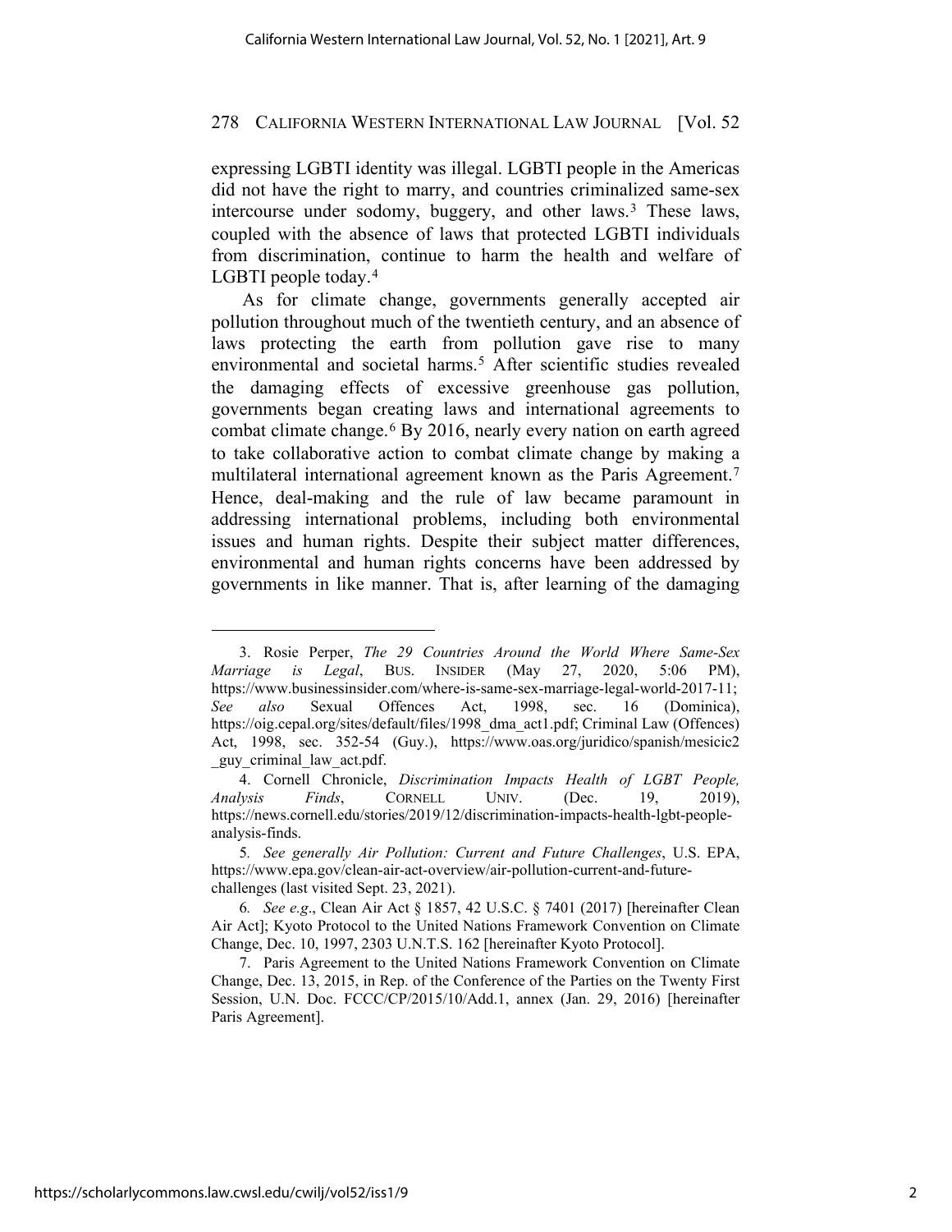expressing LGBTI identity was illegal. LGBTI people in the Americas did not have the right to marry, and countries criminalized same-sex intercourse under sodomy, buggery, and other laws.[3] These laws, coupled with the absence of laws that protected LGBTI individuals from discrimination, continue to harm the health and welfare of LGBTI people today.[4]

As for climate change, governments generally accepted air pollution throughout much of the twentieth century, and an absence of laws protecting the earth from pollution gave rise to many environmental and societal harms.[5] After scientific studies revealed the damaging effects of excessive greenhouse gas pollution, governments began creating laws and international agreements to combat climate change.[6] By 2016, nearly every nation on earth agreed to take collaborative action to combat climate change by making a multilateral international agreement known as the Paris Agreement.[7] Hence, deal-making and the rule of law became paramount in addressing international problems, including both environmental issues and human rights. Despite their subject matter differences, environmental and human rights concerns have been addressed by governments in like manner. That is, after learning of the damaging

---

3. Rosie Perper, *The 29 Countries Around the World Where Same-Sex Marriage is Legal*, BUS. INSIDER (May 27, 2020, 5:06 PM), https://www.businessinsider.com/where-is-same-sex-marriage-legal-world-2017-11; *See also* Sexual Offences Act, 1998, sec. 16 (Dominica), https://oig.cepal.org/sites/default/files/1998_dma_act1.pdf; Criminal Law (Offences) Act, 1998, sec. 352-54 (Guy.), https://www.oas.org/juridico/spanish/mesicic2_guy_criminal_law_act.pdf.

4. Cornell Chronicle, *Discrimination Impacts Health of LGBT People, Analysis Finds*, CORNELL UNIV. (Dec. 19, 2019), https://news.cornell.edu/stories/2019/12/discrimination-impacts-health-lgbt-people-analysis-finds.

5. *See generally Air Pollution: Current and Future Challenges*, U.S. EPA, https://www.epa.gov/clean-air-act-overview/air-pollution-current-and-future-challenges (last visited Sept. 23, 2021).

6. *See e.g*., Clean Air Act § 1857, 42 U.S.C. § 7401 (2017) [hereinafter Clean Air Act]; Kyoto Protocol to the United Nations Framework Convention on Climate Change, Dec. 10, 1997, 2303 U.N.T.S. 162 [hereinafter Kyoto Protocol].

7. Paris Agreement to the United Nations Framework Convention on Climate Change, Dec. 13, 2015, in Rep. of the Conference of the Parties on the Twenty First Session, U.N. Doc. FCCC/CP/2015/10/Add.1, annex (Jan. 29, 2016) [hereinafter Paris Agreement].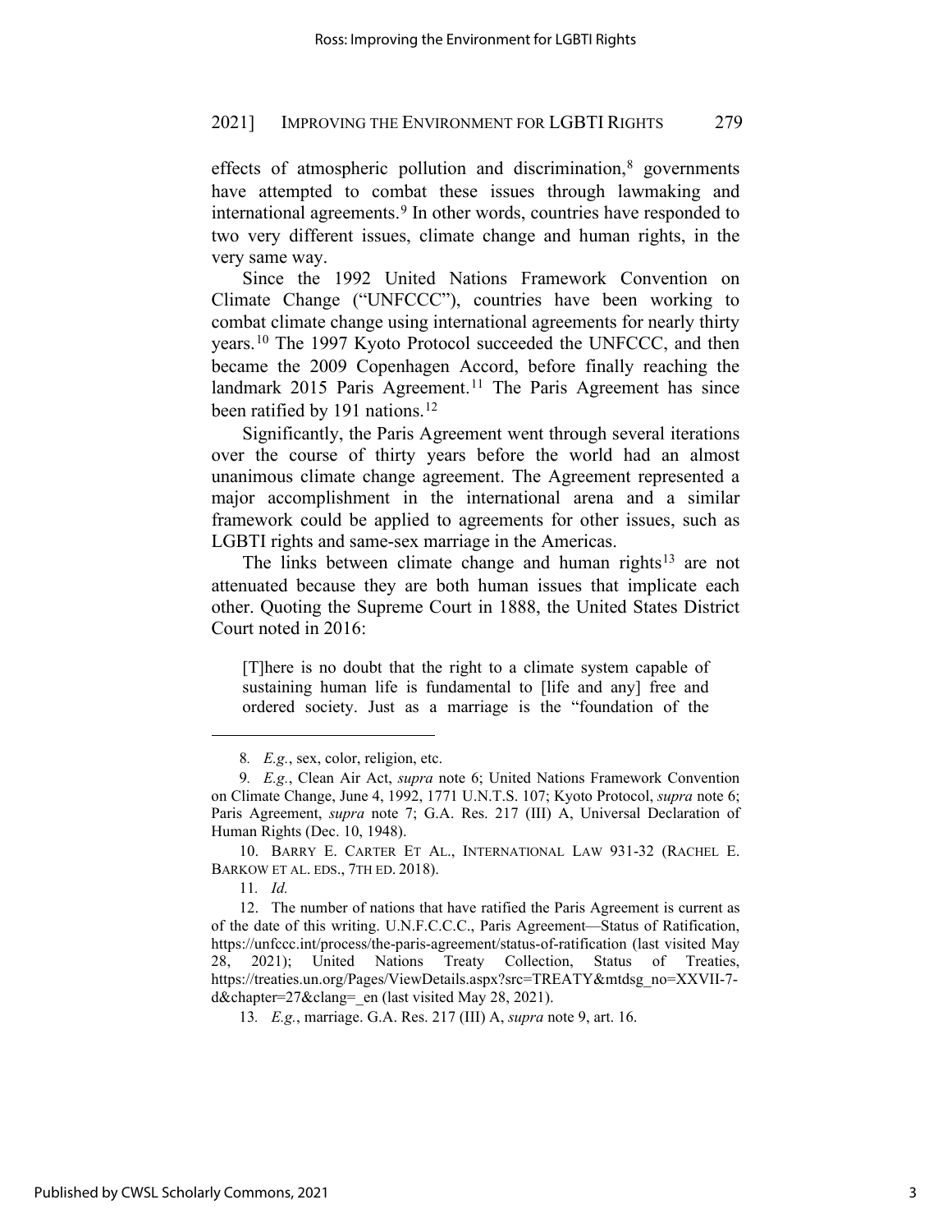effects of atmospheric pollution and discrimination,[8] governments have attempted to combat these issues through lawmaking and international agreements.[9] In other words, countries have responded to two very different issues, climate change and human rights, in the very same way.

Since the 1992 United Nations Framework Convention on Climate Change ("UNFCCC"), countries have been working to combat climate change using international agreements for nearly thirty years.[10] The 1997 Kyoto Protocol succeeded the UNFCCC, and then became the 2009 Copenhagen Accord, before finally reaching the landmark 2015 Paris Agreement.[11] The Paris Agreement has since been ratified by 191 nations.[12]

Significantly, the Paris Agreement went through several iterations over the course of thirty years before the world had an almost unanimous climate change agreement. The Agreement represented a major accomplishment in the international arena and a similar framework could be applied to agreements for other issues, such as LGBTI rights and same-sex marriage in the Americas.

The links between climate change and human rights[13] are not attenuated because they are both human issues that implicate each other. Quoting the Supreme Court in 1888, the United States District Court noted in 2016:

> [T]here is no doubt that the right to a climate system capable of sustaining human life is fundamental to [life and any] free and ordered society. Just as a marriage is the "foundation of the

---

8. *E.g.*, sex, color, religion, etc.

9. *E.g.*, Clean Air Act, *supra* note 6; United Nations Framework Convention on Climate Change, June 4, 1992, 1771 U.N.T.S. 107; Kyoto Protocol, *supra* note 6; Paris Agreement, *supra* note 7; G.A. Res. 217 (III) A, Universal Declaration of Human Rights (Dec. 10, 1948).

10. BARRY E. CARTER ET AL., INTERNATIONAL LAW 931-32 (RACHEL E. BARKOW ET AL. EDS., 7TH ED. 2018).

11. *Id.*

12. The number of nations that have ratified the Paris Agreement is current as of the date of this writing. U.N.F.C.C.C., Paris Agreement—Status of Ratification, https://unfccc.int/process/the-paris-agreement/status-of-ratification (last visited May 28, 2021); United Nations Treaty Collection, Status of Treaties, https://treaties.un.org/Pages/ViewDetails.aspx?src=TREATY&mtdsg_no=XXVII-7-d&chapter=27&clang=_en (last visited May 28, 2021).

13. *E.g.*, marriage. G.A. Res. 217 (III) A, *supra* note 9, art. 16.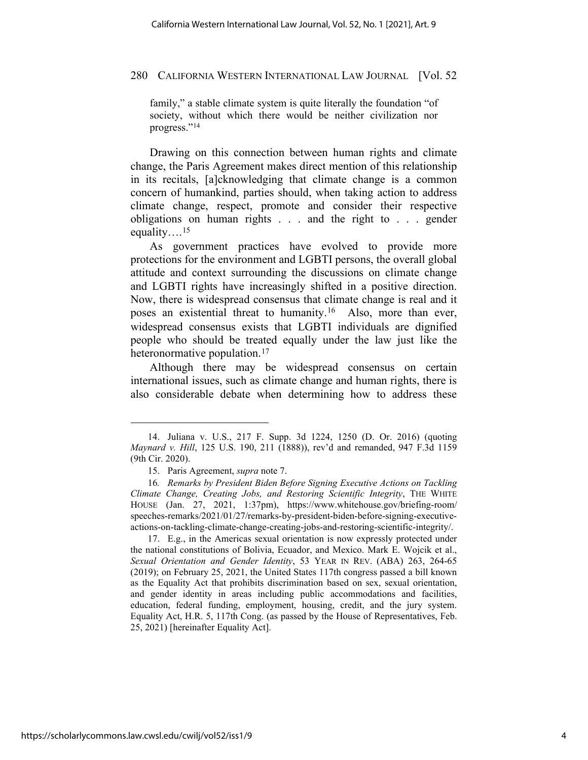family," a stable climate system is quite literally the foundation "of society, without which there would be neither civilization nor progress."[14]

Drawing on this connection between human rights and climate change, the Paris Agreement makes direct mention of this relationship in its recitals, [a]cknowledging that climate change is a common concern of humankind, parties should, when taking action to address climate change, respect, promote and consider their respective obligations on human rights . . . and the right to . . . gender equality….[15]

As government practices have evolved to provide more protections for the environment and LGBTI persons, the overall global attitude and context surrounding the discussions on climate change and LGBTI rights have increasingly shifted in a positive direction. Now, there is widespread consensus that climate change is real and it poses an existential threat to humanity.[16] Also, more than ever, widespread consensus exists that LGBTI individuals are dignified people who should be treated equally under the law just like the heteronormative population.[17]

Although there may be widespread consensus on certain international issues, such as climate change and human rights, there is also considerable debate when determining how to address these

---

14. Juliana v. U.S., 217 F. Supp. 3d 1224, 1250 (D. Or. 2016) (quoting *Maynard v. Hill*, 125 U.S. 190, 211 (1888)), rev'd and remanded, 947 F.3d 1159 (9th Cir. 2020).

15. Paris Agreement, *supra* note 7.

16. *Remarks by President Biden Before Signing Executive Actions on Tackling Climate Change, Creating Jobs, and Restoring Scientific Integrity*, THE WHITE HOUSE (Jan. 27, 2021, 1:37pm), https://www.whitehouse.gov/briefing-room/speeches-remarks/2021/01/27/remarks-by-president-biden-before-signing-executive-actions-on-tackling-climate-change-creating-jobs-and-restoring-scientific-integrity/.

17. E.g., in the Americas sexual orientation is now expressly protected under the national constitutions of Bolivia, Ecuador, and Mexico. Mark E. Wojcik et al., *Sexual Orientation and Gender Identity*, 53 YEAR IN REV. (ABA) 263, 264-65 (2019); on February 25, 2021, the United States 117th congress passed a bill known as the Equality Act that prohibits discrimination based on sex, sexual orientation, and gender identity in areas including public accommodations and facilities, education, federal funding, employment, housing, credit, and the jury system. Equality Act, H.R. 5, 117th Cong. (as passed by the House of Representatives, Feb. 25, 2021) [hereinafter Equality Act].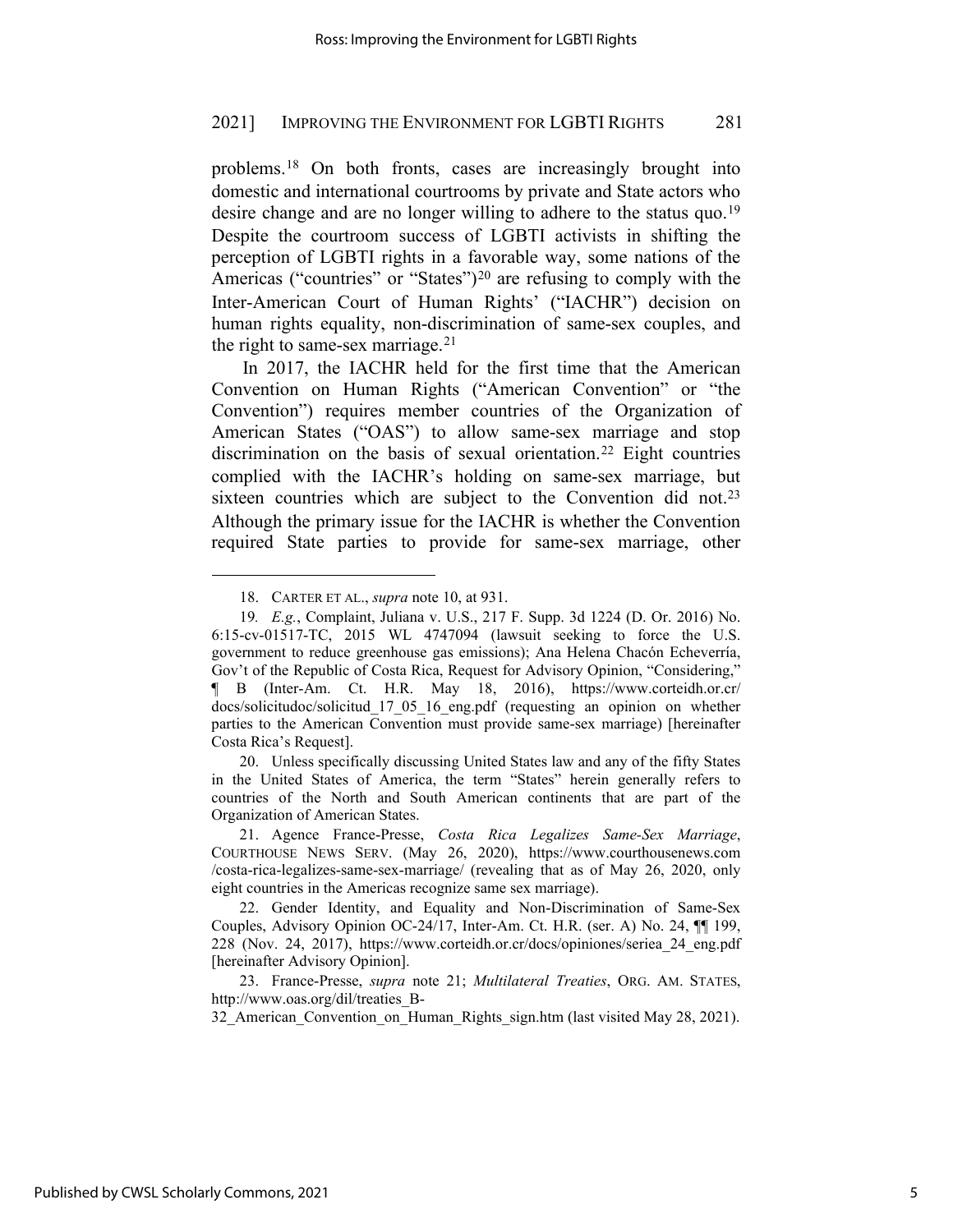problems.[18] On both fronts, cases are increasingly brought into domestic and international courtrooms by private and State actors who desire change and are no longer willing to adhere to the status quo.[19] Despite the courtroom success of LGBTI activists in shifting the perception of LGBTI rights in a favorable way, some nations of the Americas ("countries" or "States")[20] are refusing to comply with the Inter-American Court of Human Rights' ("IACHR") decision on human rights equality, non-discrimination of same-sex couples, and the right to same-sex marriage.[21]

In 2017, the IACHR held for the first time that the American Convention on Human Rights ("American Convention" or "the Convention") requires member countries of the Organization of American States ("OAS") to allow same-sex marriage and stop discrimination on the basis of sexual orientation.[22] Eight countries complied with the IACHR's holding on same-sex marriage, but sixteen countries which are subject to the Convention did not.[23] Although the primary issue for the IACHR is whether the Convention required State parties to provide for same-sex marriage, other

---

18. CARTER ET AL., *supra* note 10, at 931.

19. *E.g.*, Complaint, Juliana v. U.S., 217 F. Supp. 3d 1224 (D. Or. 2016) No. 6:15-cv-01517-TC, 2015 WL 4747094 (lawsuit seeking to force the U.S. government to reduce greenhouse gas emissions); Ana Helena Chacón Echeverría, Gov't of the Republic of Costa Rica, Request for Advisory Opinion, "Considering," ¶ B (Inter-Am. Ct. H.R. May 18, 2016), https://www.corteidh.or.cr/docs/solicitudoc/solicitud_17_05_16_eng.pdf (requesting an opinion on whether parties to the American Convention must provide same-sex marriage) [hereinafter Costa Rica's Request].

20. Unless specifically discussing United States law and any of the fifty States in the United States of America, the term "States" herein generally refers to countries of the North and South American continents that are part of the Organization of American States.

21. Agence France-Presse, *Costa Rica Legalizes Same-Sex Marriage*, COURTHOUSE NEWS SERV. (May 26, 2020), https://www.courthousenews.com/costa-rica-legalizes-same-sex-marriage/ (revealing that as of May 26, 2020, only eight countries in the Americas recognize same sex marriage).

22. Gender Identity, and Equality and Non-Discrimination of Same-Sex Couples, Advisory Opinion OC-24/17, Inter-Am. Ct. H.R. (ser. A) No. 24, ¶¶ 199, 228 (Nov. 24, 2017), https://www.corteidh.or.cr/docs/opiniones/seriea_24_eng.pdf [hereinafter Advisory Opinion].

23. France-Presse, *supra* note 21; *Multilateral Treaties*, ORG. AM. STATES, http://www.oas.org/dil/treaties_B-32_American_Convention_on_Human_Rights_sign.htm (last visited May 28, 2021).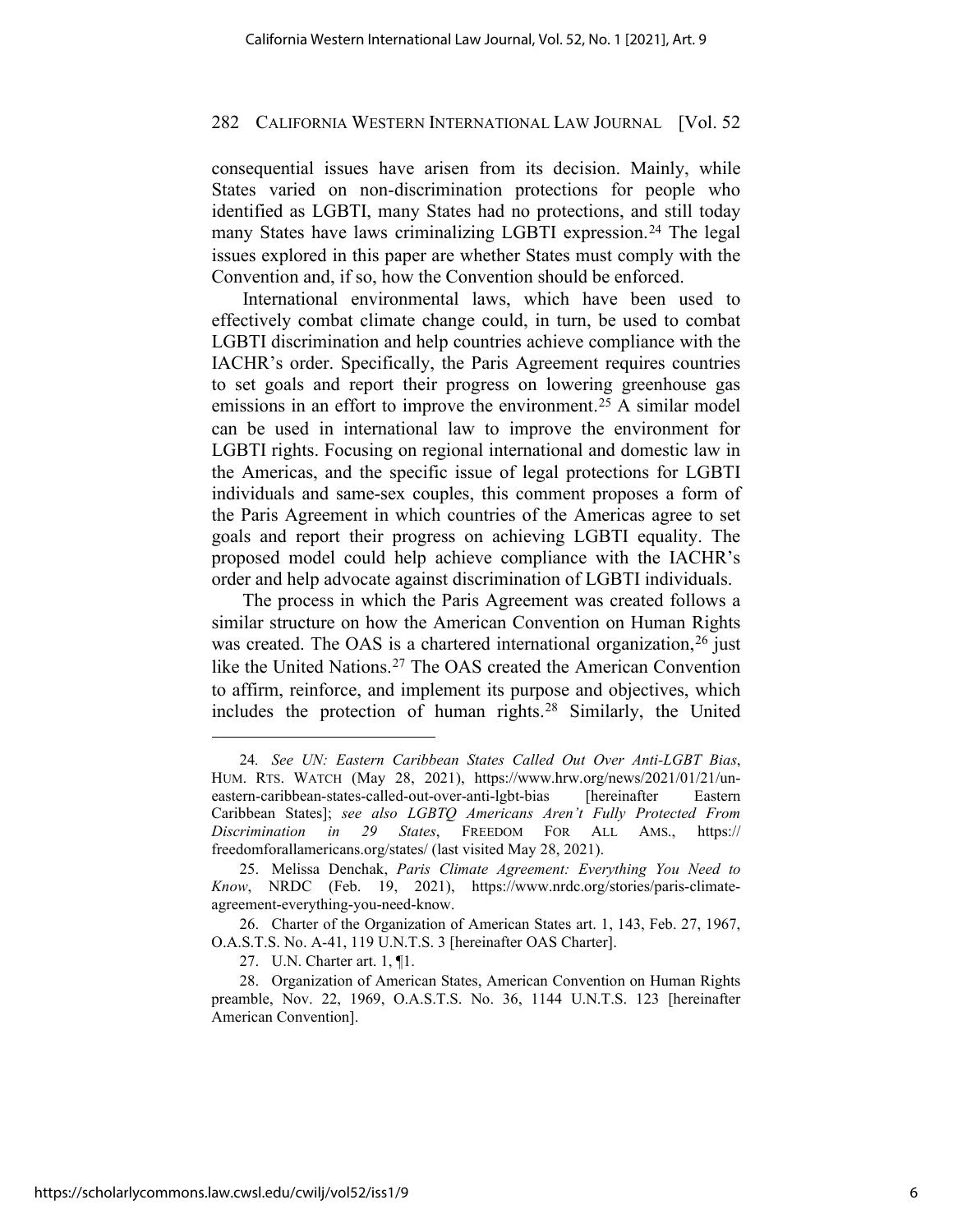consequential issues have arisen from its decision. Mainly, while States varied on non-discrimination protections for people who identified as LGBTI, many States had no protections, and still today many States have laws criminalizing LGBTI expression.[24] The legal issues explored in this paper are whether States must comply with the Convention and, if so, how the Convention should be enforced.

International environmental laws, which have been used to effectively combat climate change could, in turn, be used to combat LGBTI discrimination and help countries achieve compliance with the IACHR's order. Specifically, the Paris Agreement requires countries to set goals and report their progress on lowering greenhouse gas emissions in an effort to improve the environment.[25] A similar model can be used in international law to improve the environment for LGBTI rights. Focusing on regional international and domestic law in the Americas, and the specific issue of legal protections for LGBTI individuals and same-sex couples, this comment proposes a form of the Paris Agreement in which countries of the Americas agree to set goals and report their progress on achieving LGBTI equality. The proposed model could help achieve compliance with the IACHR's order and help advocate against discrimination of LGBTI individuals.

The process in which the Paris Agreement was created follows a similar structure on how the American Convention on Human Rights was created. The OAS is a chartered international organization,[26] just like the United Nations.[27] The OAS created the American Convention to affirm, reinforce, and implement its purpose and objectives, which includes the protection of human rights.[28] Similarly, the United

---

24. *See UN: Eastern Caribbean States Called Out Over Anti-LGBT Bias*, HUM. RTS. WATCH (May 28, 2021), https://www.hrw.org/news/2021/01/21/un-eastern-caribbean-states-called-out-over-anti-lgbt-bias [hereinafter Eastern Caribbean States]; *see also LGBTQ Americans Aren't Fully Protected From Discrimination in 29 States*, FREEDOM FOR ALL AMS., https://freedomforallamericans.org/states/ (last visited May 28, 2021).

25. Melissa Denchak, *Paris Climate Agreement: Everything You Need to Know*, NRDC (Feb. 19, 2021), https://www.nrdc.org/stories/paris-climate-agreement-everything-you-need-know.

26. Charter of the Organization of American States art. 1, 143, Feb. 27, 1967, O.A.S.T.S. No. A-41, 119 U.N.T.S. 3 [hereinafter OAS Charter].

27. U.N. Charter art. 1, ¶1.

28. Organization of American States, American Convention on Human Rights preamble, Nov. 22, 1969, O.A.S.T.S. No. 36, 1144 U.N.T.S. 123 [hereinafter American Convention].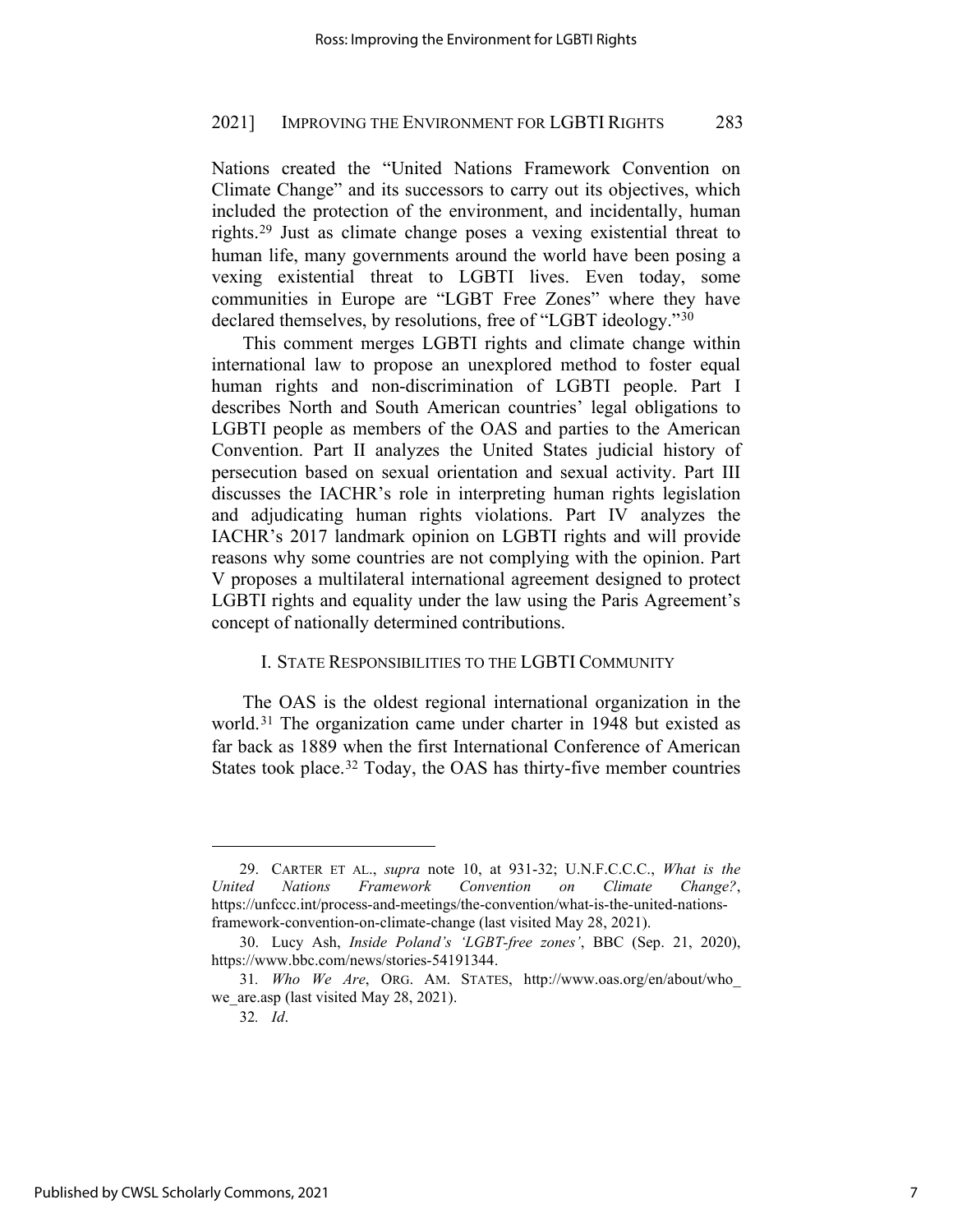Nations created the "United Nations Framework Convention on Climate Change" and its successors to carry out its objectives, which included the protection of the environment, and incidentally, human rights.[29] Just as climate change poses a vexing existential threat to human life, many governments around the world have been posing a vexing existential threat to LGBTI lives. Even today, some communities in Europe are "LGBT Free Zones" where they have declared themselves, by resolutions, free of "LGBT ideology."[30]

This comment merges LGBTI rights and climate change within international law to propose an unexplored method to foster equal human rights and non-discrimination of LGBTI people. Part I describes North and South American countries' legal obligations to LGBTI people as members of the OAS and parties to the American Convention. Part II analyzes the United States judicial history of persecution based on sexual orientation and sexual activity. Part III discusses the IACHR's role in interpreting human rights legislation and adjudicating human rights violations. Part IV analyzes the IACHR's 2017 landmark opinion on LGBTI rights and will provide reasons why some countries are not complying with the opinion. Part V proposes a multilateral international agreement designed to protect LGBTI rights and equality under the law using the Paris Agreement's concept of nationally determined contributions.

## I. STATE RESPONSIBILITIES TO THE LGBTI COMMUNITY

The OAS is the oldest regional international organization in the world.[31] The organization came under charter in 1948 but existed as far back as 1889 when the first International Conference of American States took place.[32] Today, the OAS has thirty-five member countries

---

29. CARTER ET AL., *supra* note 10, at 931-32; U.N.F.C.C.C., *What is the United Nations Framework Convention on Climate Change?*, https://unfccc.int/process-and-meetings/the-convention/what-is-the-united-nations-framework-convention-on-climate-change (last visited May 28, 2021).

30. Lucy Ash, *Inside Poland's 'LGBT-free zones'*, BBC (Sep. 21, 2020), https://www.bbc.com/news/stories-54191344.

31. *Who We Are*, ORG. AM. STATES, http://www.oas.org/en/about/who_we_are.asp (last visited May 28, 2021).

32. *Id*.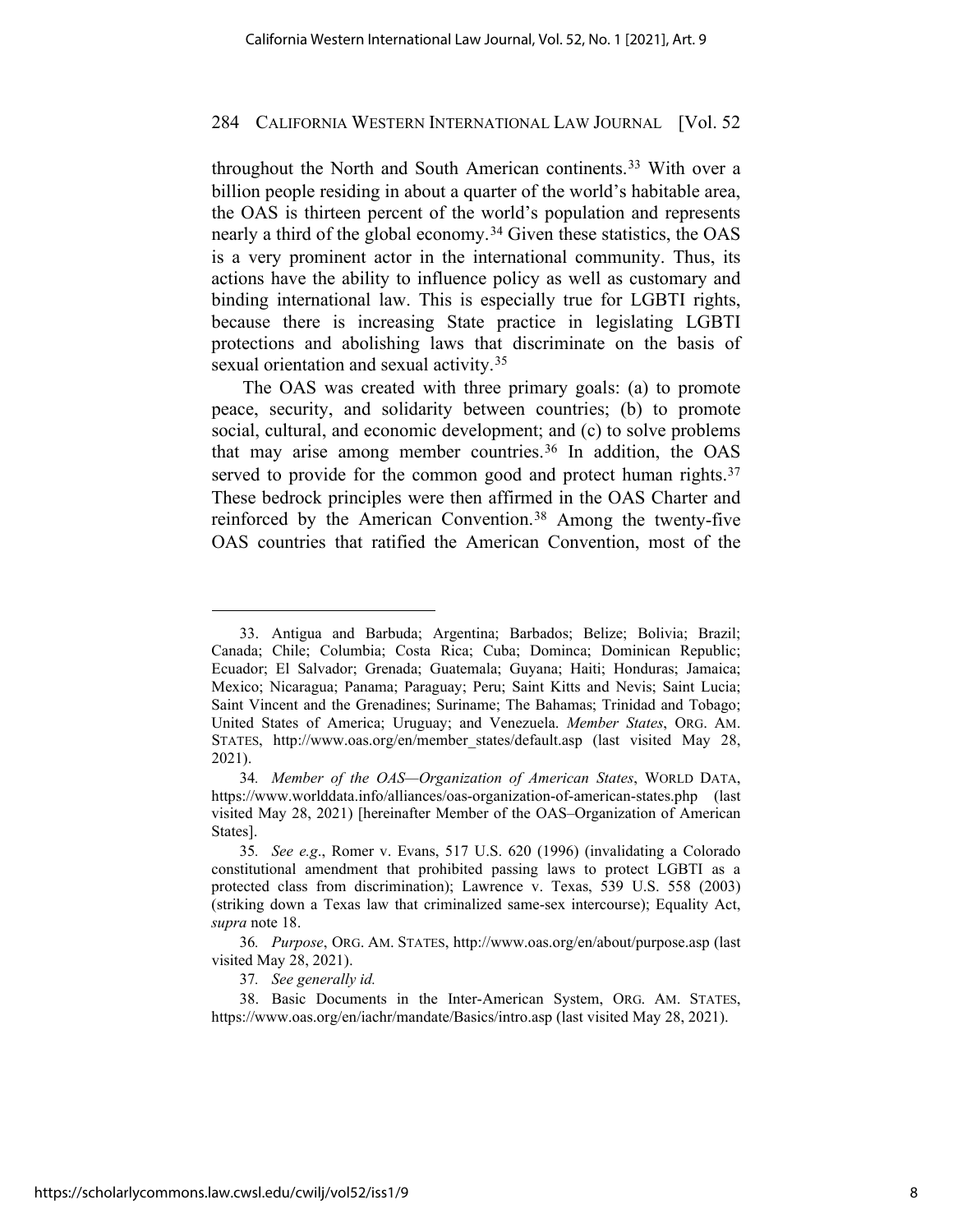throughout the North and South American continents.[33] With over a billion people residing in about a quarter of the world's habitable area, the OAS is thirteen percent of the world's population and represents nearly a third of the global economy.[34] Given these statistics, the OAS is a very prominent actor in the international community. Thus, its actions have the ability to influence policy as well as customary and binding international law. This is especially true for LGBTI rights, because there is increasing State practice in legislating LGBTI protections and abolishing laws that discriminate on the basis of sexual orientation and sexual activity.[35]

The OAS was created with three primary goals: (a) to promote peace, security, and solidarity between countries; (b) to promote social, cultural, and economic development; and (c) to solve problems that may arise among member countries.[36] In addition, the OAS served to provide for the common good and protect human rights.[37] These bedrock principles were then affirmed in the OAS Charter and reinforced by the American Convention.[38] Among the twenty-five OAS countries that ratified the American Convention, most of the

---

33. Antigua and Barbuda; Argentina; Barbados; Belize; Bolivia; Brazil; Canada; Chile; Columbia; Costa Rica; Cuba; Dominca; Dominican Republic; Ecuador; El Salvador; Grenada; Guatemala; Guyana; Haiti; Honduras; Jamaica; Mexico; Nicaragua; Panama; Paraguay; Peru; Saint Kitts and Nevis; Saint Lucia; Saint Vincent and the Grenadines; Suriname; The Bahamas; Trinidad and Tobago; United States of America; Uruguay; and Venezuela. *Member States*, ORG. AM. STATES, http://www.oas.org/en/member_states/default.asp (last visited May 28, 2021).

34. *Member of the OAS—Organization of American States*, WORLD DATA, https://www.worlddata.info/alliances/oas-organization-of-american-states.php (last visited May 28, 2021) [hereinafter Member of the OAS–Organization of American States].

35. *See e.g*., Romer v. Evans, 517 U.S. 620 (1996) (invalidating a Colorado constitutional amendment that prohibited passing laws to protect LGBTI as a protected class from discrimination); Lawrence v. Texas, 539 U.S. 558 (2003) (striking down a Texas law that criminalized same-sex intercourse); Equality Act, *supra* note 18.

36. *Purpose*, ORG. AM. STATES, http://www.oas.org/en/about/purpose.asp (last visited May 28, 2021).

37. *See generally id.*

38. Basic Documents in the Inter-American System, ORG. AM. STATES, https://www.oas.org/en/iachr/mandate/Basics/intro.asp (last visited May 28, 2021).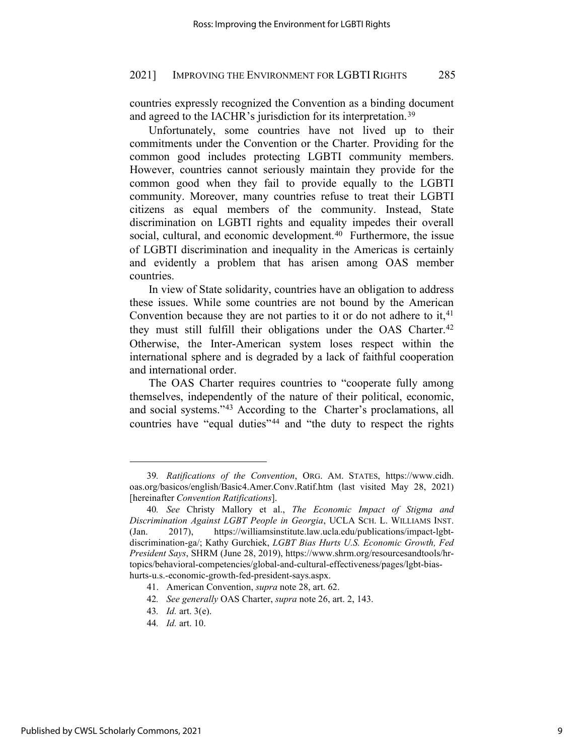countries expressly recognized the Convention as a binding document and agreed to the IACHR's jurisdiction for its interpretation.[39]

Unfortunately, some countries have not lived up to their commitments under the Convention or the Charter. Providing for the common good includes protecting LGBTI community members. However, countries cannot seriously maintain they provide for the common good when they fail to provide equally to the LGBTI community. Moreover, many countries refuse to treat their LGBTI citizens as equal members of the community. Instead, State discrimination on LGBTI rights and equality impedes their overall social, cultural, and economic development.[40] Furthermore, the issue of LGBTI discrimination and inequality in the Americas is certainly and evidently a problem that has arisen among OAS member countries.

In view of State solidarity, countries have an obligation to address these issues. While some countries are not bound by the American Convention because they are not parties to it or do not adhere to it,[41] they must still fulfill their obligations under the OAS Charter.[42] Otherwise, the Inter-American system loses respect within the international sphere and is degraded by a lack of faithful cooperation and international order.

The OAS Charter requires countries to "cooperate fully among themselves, independently of the nature of their political, economic, and social systems."[43] According to the Charter's proclamations, all countries have "equal duties"[44] and "the duty to respect the rights

---

39. *Ratifications of the Convention*, ORG. AM. STATES, https://www.cidh.oas.org/basicos/english/Basic4.Amer.Conv.Ratif.htm (last visited May 28, 2021) [hereinafter *Convention Ratifications*].

40. *See* Christy Mallory et al., *The Economic Impact of Stigma and Discrimination Against LGBT People in Georgia*, UCLA SCH. L. WILLIAMS INST. (Jan. 2017), https://williamsinstitute.law.ucla.edu/publications/impact-lgbt-discrimination-ga/; Kathy Gurchiek, *LGBT Bias Hurts U.S. Economic Growth, Fed President Says*, SHRM (June 28, 2019), https://www.shrm.org/resourcesandtools/hr-topics/behavioral-competencies/global-and-cultural-effectiveness/pages/lgbt-bias-hurts-u.s.-economic-growth-fed-president-says.aspx.

41. American Convention, *supra* note 28, art. 62.

42. *See generally* OAS Charter, *supra* note 26, art. 2, 143.

43. *Id.* art. 3(e).

44. *Id.* art. 10.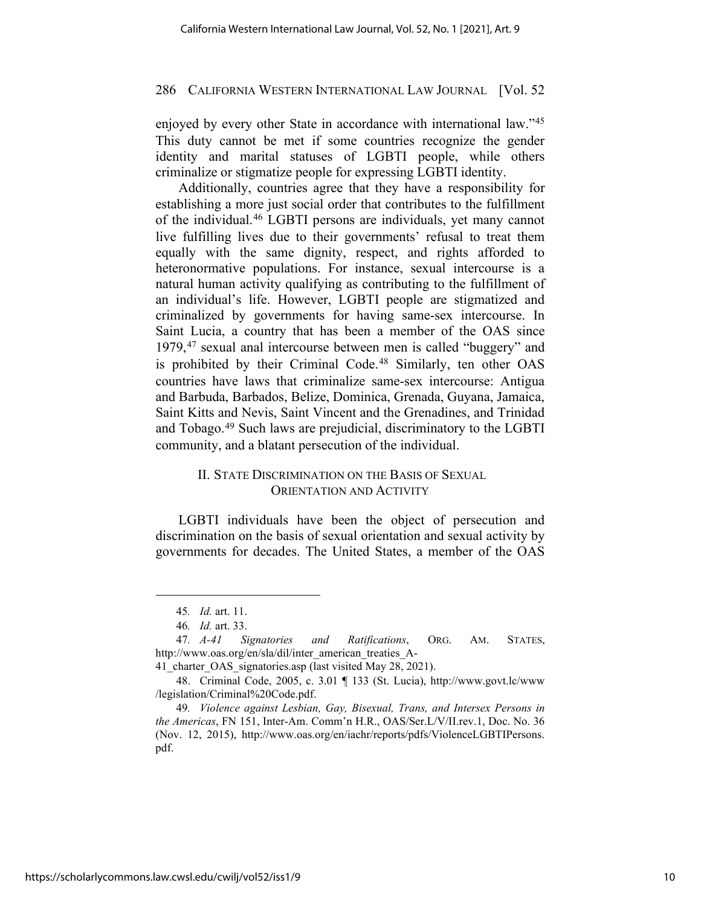enjoyed by every other State in accordance with international law."[45] This duty cannot be met if some countries recognize the gender identity and marital statuses of LGBTI people, while others criminalize or stigmatize people for expressing LGBTI identity.

Additionally, countries agree that they have a responsibility for establishing a more just social order that contributes to the fulfillment of the individual.[46] LGBTI persons are individuals, yet many cannot live fulfilling lives due to their governments' refusal to treat them equally with the same dignity, respect, and rights afforded to heteronormative populations. For instance, sexual intercourse is a natural human activity qualifying as contributing to the fulfillment of an individual's life. However, LGBTI people are stigmatized and criminalized by governments for having same-sex intercourse. In Saint Lucia, a country that has been a member of the OAS since 1979,[47] sexual anal intercourse between men is called "buggery" and is prohibited by their Criminal Code.[48] Similarly, ten other OAS countries have laws that criminalize same-sex intercourse: Antigua and Barbuda, Barbados, Belize, Dominica, Grenada, Guyana, Jamaica, Saint Kitts and Nevis, Saint Vincent and the Grenadines, and Trinidad and Tobago.[49] Such laws are prejudicial, discriminatory to the LGBTI community, and a blatant persecution of the individual.

## II. State Discrimination on the Basis of Sexual Orientation and Activity

LGBTI individuals have been the object of persecution and discrimination on the basis of sexual orientation and sexual activity by governments for decades. The United States, a member of the OAS

---

45. *Id.* art. 11.

46. *Id.* art. 33.

47. *A-41 Signatories and Ratifications*, ORG. AM. STATES, http://www.oas.org/en/sla/dil/inter_american_treaties_A-41_charter_OAS_signatories.asp (last visited May 28, 2021).

48. Criminal Code, 2005, c. 3.01 ¶ 133 (St. Lucia), http://www.govt.lc/www/legislation/Criminal%20Code.pdf.

49. *Violence against Lesbian, Gay, Bisexual, Trans, and Intersex Persons in the Americas*, FN 151, Inter-Am. Comm'n H.R., OAS/Ser.L/V/II.rev.1, Doc. No. 36 (Nov. 12, 2015), http://www.oas.org/en/iachr/reports/pdfs/ViolenceLGBTIPersons.pdf.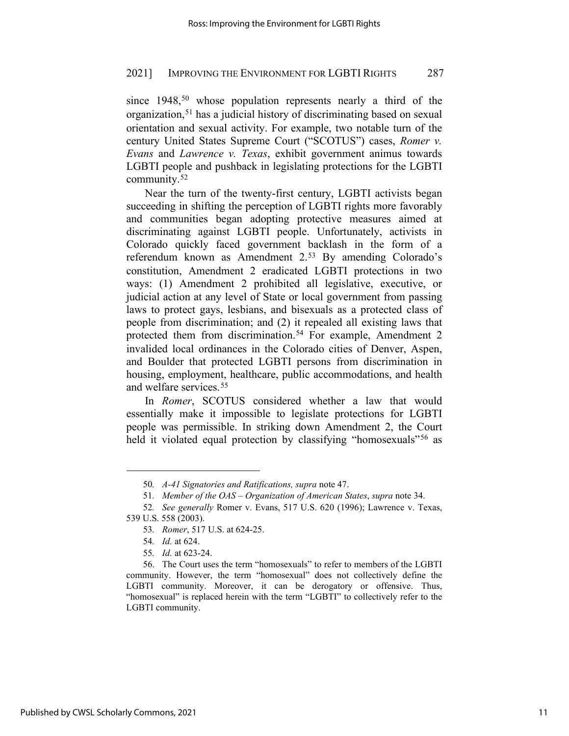since 1948,[50] whose population represents nearly a third of the organization,[51] has a judicial history of discriminating based on sexual orientation and sexual activity. For example, two notable turn of the century United States Supreme Court ("SCOTUS") cases, *Romer v. Evans* and *Lawrence v. Texas*, exhibit government animus towards LGBTI people and pushback in legislating protections for the LGBTI community.[52]

Near the turn of the twenty-first century, LGBTI activists began succeeding in shifting the perception of LGBTI rights more favorably and communities began adopting protective measures aimed at discriminating against LGBTI people. Unfortunately, activists in Colorado quickly faced government backlash in the form of a referendum known as Amendment 2.[53] By amending Colorado's constitution, Amendment 2 eradicated LGBTI protections in two ways: (1) Amendment 2 prohibited all legislative, executive, or judicial action at any level of State or local government from passing laws to protect gays, lesbians, and bisexuals as a protected class of people from discrimination; and (2) it repealed all existing laws that protected them from discrimination.[54] For example, Amendment 2 invalided local ordinances in the Colorado cities of Denver, Aspen, and Boulder that protected LGBTI persons from discrimination in housing, employment, healthcare, public accommodations, and health and welfare services.[55]

In *Romer*, SCOTUS considered whether a law that would essentially make it impossible to legislate protections for LGBTI people was permissible. In striking down Amendment 2, the Court held it violated equal protection by classifying "homosexuals"[56] as

---

50. *A-41 Signatories and Ratifications, supra* note 47.

51. *Member of the OAS – Organization of American States*, *supra* note 34.

52. *See generally* Romer v. Evans, 517 U.S. 620 (1996); Lawrence v. Texas, 539 U.S. 558 (2003).

53. *Romer*, 517 U.S. at 624-25.

54. *Id.* at 624.

55. *Id.* at 623-24.

56. The Court uses the term "homosexuals" to refer to members of the LGBTI community. However, the term "homosexual" does not collectively define the LGBTI community. Moreover, it can be derogatory or offensive. Thus, "homosexual" is replaced herein with the term "LGBTI" to collectively refer to the LGBTI community.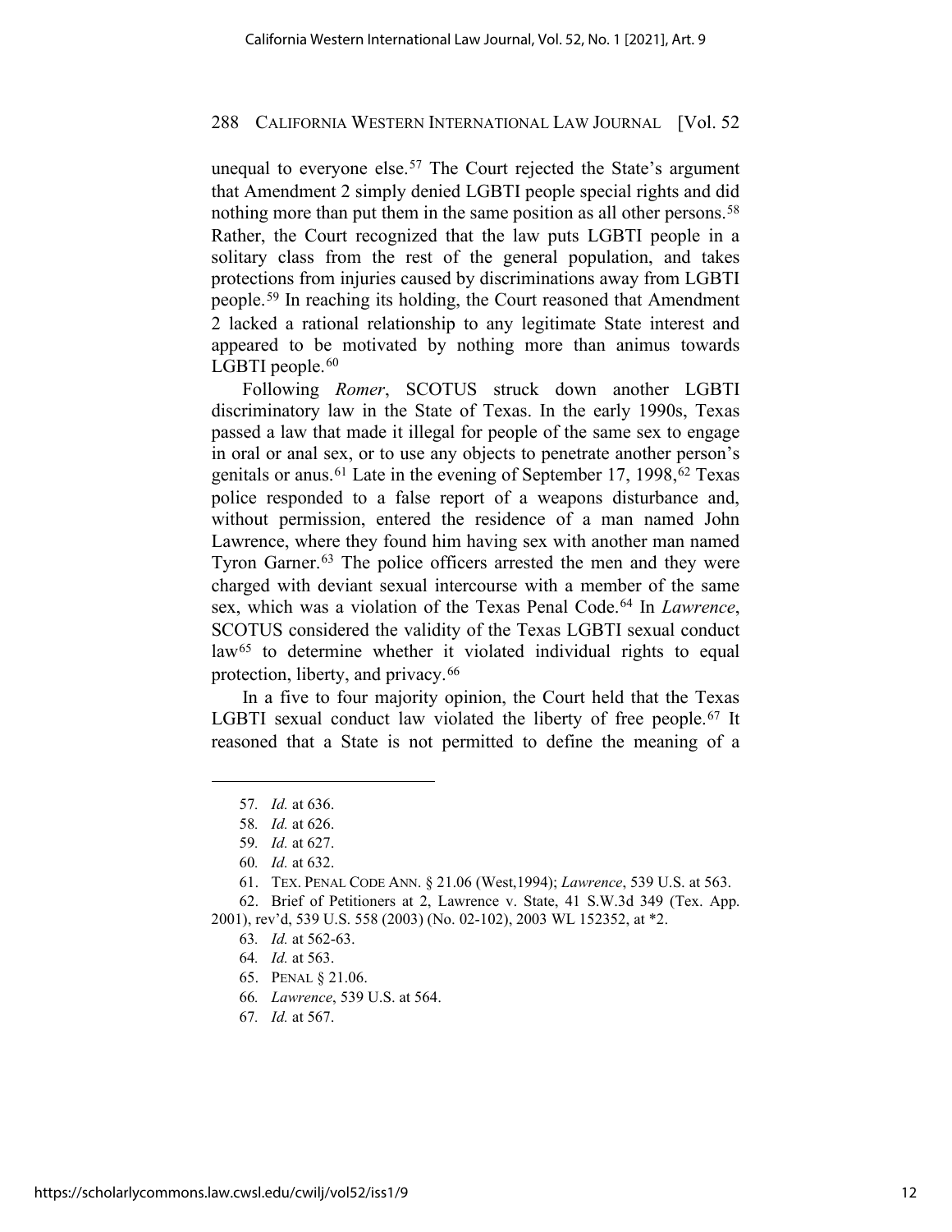unequal to everyone else.[57] The Court rejected the State's argument that Amendment 2 simply denied LGBTI people special rights and did nothing more than put them in the same position as all other persons.[58] Rather, the Court recognized that the law puts LGBTI people in a solitary class from the rest of the general population, and takes protections from injuries caused by discriminations away from LGBTI people.[59] In reaching its holding, the Court reasoned that Amendment 2 lacked a rational relationship to any legitimate State interest and appeared to be motivated by nothing more than animus towards LGBTI people.[60]

Following *Romer*, SCOTUS struck down another LGBTI discriminatory law in the State of Texas. In the early 1990s, Texas passed a law that made it illegal for people of the same sex to engage in oral or anal sex, or to use any objects to penetrate another person's genitals or anus.[61] Late in the evening of September 17, 1998,[62] Texas police responded to a false report of a weapons disturbance and, without permission, entered the residence of a man named John Lawrence, where they found him having sex with another man named Tyron Garner.[63] The police officers arrested the men and they were charged with deviant sexual intercourse with a member of the same sex, which was a violation of the Texas Penal Code.[64] In *Lawrence*, SCOTUS considered the validity of the Texas LGBTI sexual conduct law[65] to determine whether it violated individual rights to equal protection, liberty, and privacy.[66]

In a five to four majority opinion, the Court held that the Texas LGBTI sexual conduct law violated the liberty of free people.[67] It reasoned that a State is not permitted to define the meaning of a

---

57. *Id.* at 636.

58. *Id.* at 626.

59. *Id.* at 627.

60. *Id.* at 632.

61. TEX. PENAL CODE ANN. § 21.06 (West,1994); *Lawrence*, 539 U.S. at 563.

62. Brief of Petitioners at 2, Lawrence v. State, 41 S.W.3d 349 (Tex. App. 2001), rev'd, 539 U.S. 558 (2003) (No. 02-102), 2003 WL 152352, at *2.

63. *Id.* at 562-63.

64. *Id.* at 563.

65. PENAL § 21.06.

66. *Lawrence*, 539 U.S. at 564.

67. *Id.* at 567.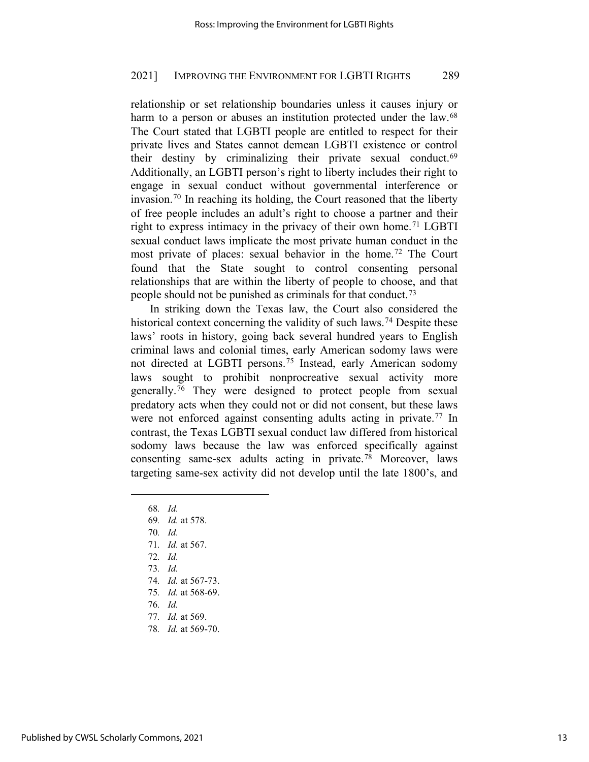relationship or set relationship boundaries unless it causes injury or harm to a person or abuses an institution protected under the law.[68] The Court stated that LGBTI people are entitled to respect for their private lives and States cannot demean LGBTI existence or control their destiny by criminalizing their private sexual conduct.[69] Additionally, an LGBTI person's right to liberty includes their right to engage in sexual conduct without governmental interference or invasion.[70] In reaching its holding, the Court reasoned that the liberty of free people includes an adult's right to choose a partner and their right to express intimacy in the privacy of their own home.[71] LGBTI sexual conduct laws implicate the most private human conduct in the most private of places: sexual behavior in the home.[72] The Court found that the State sought to control consenting personal relationships that are within the liberty of people to choose, and that people should not be punished as criminals for that conduct.[73]

In striking down the Texas law, the Court also considered the historical context concerning the validity of such laws.[74] Despite these laws' roots in history, going back several hundred years to English criminal laws and colonial times, early American sodomy laws were not directed at LGBTI persons.[75] Instead, early American sodomy laws sought to prohibit nonprocreative sexual activity more generally.[76] They were designed to protect people from sexual predatory acts when they could not or did not consent, but these laws were not enforced against consenting adults acting in private.[77] In contrast, the Texas LGBTI sexual conduct law differed from historical sodomy laws because the law was enforced specifically against consenting same-sex adults acting in private.[78] Moreover, laws targeting same-sex activity did not develop until the late 1800's, and

---

68. *Id.*
69. *Id.* at 578.
70. *Id.*
71. *Id.* at 567.
72. *Id.*
73. *Id.*
74. *Id.* at 567-73.
75. *Id.* at 568-69.
76. *Id.*
77. *Id.* at 569.
78. *Id.* at 569-70.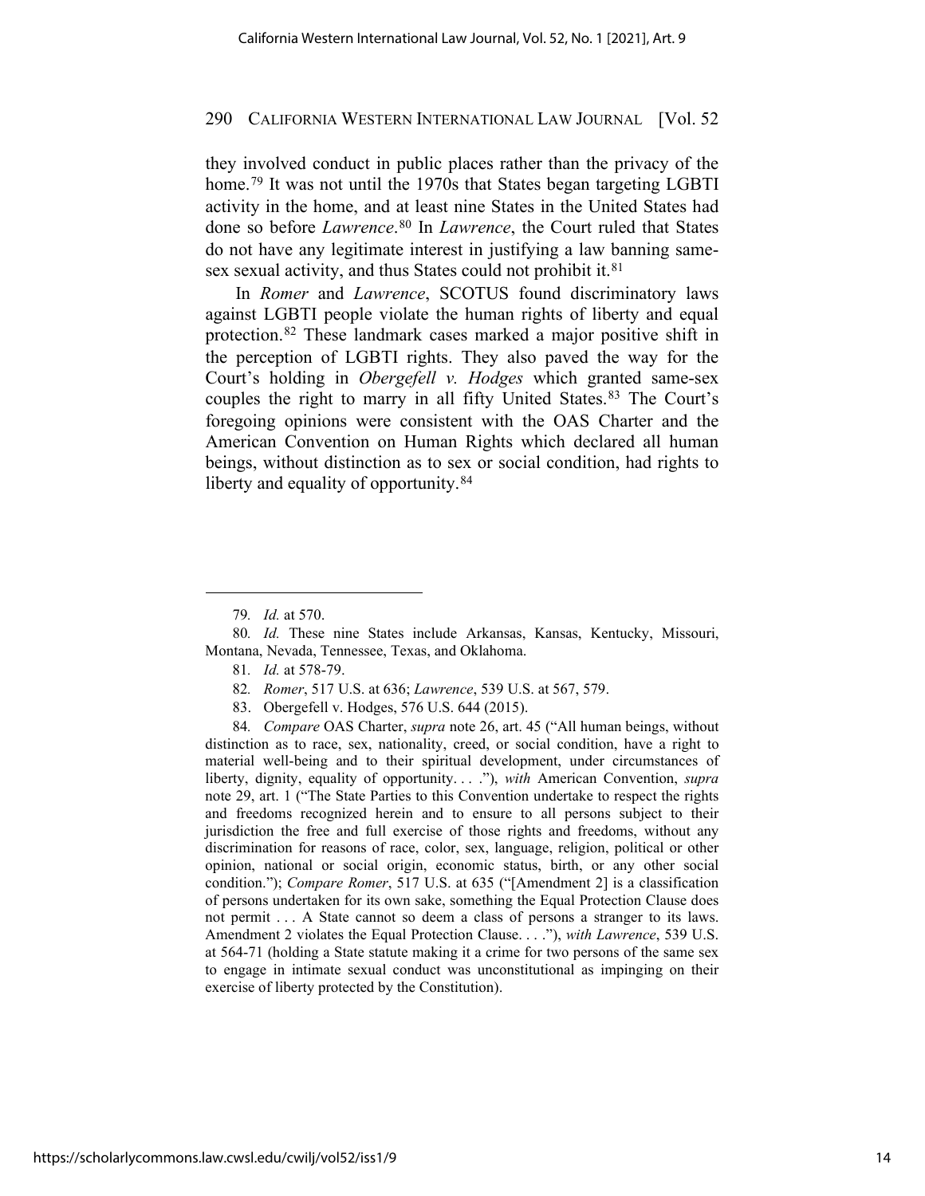they involved conduct in public places rather than the privacy of the home.[79] It was not until the 1970s that States began targeting LGBTI activity in the home, and at least nine States in the United States had done so before *Lawrence*.[80] In *Lawrence*, the Court ruled that States do not have any legitimate interest in justifying a law banning same-sex sexual activity, and thus States could not prohibit it.[81]

In *Romer* and *Lawrence*, SCOTUS found discriminatory laws against LGBTI people violate the human rights of liberty and equal protection.[82] These landmark cases marked a major positive shift in the perception of LGBTI rights. They also paved the way for the Court's holding in *Obergefell v. Hodges* which granted same-sex couples the right to marry in all fifty United States.[83] The Court's foregoing opinions were consistent with the OAS Charter and the American Convention on Human Rights which declared all human beings, without distinction as to sex or social condition, had rights to liberty and equality of opportunity.[84]

---

79. *Id.* at 570.

80. *Id.* These nine States include Arkansas, Kansas, Kentucky, Missouri, Montana, Nevada, Tennessee, Texas, and Oklahoma.

81. *Id.* at 578-79.

82. *Romer*, 517 U.S. at 636; *Lawrence*, 539 U.S. at 567, 579.

83. Obergefell v. Hodges, 576 U.S. 644 (2015).

84. *Compare* OAS Charter, *supra* note 26, art. 45 ("All human beings, without distinction as to race, sex, nationality, creed, or social condition, have a right to material well-being and to their spiritual development, under circumstances of liberty, dignity, equality of opportunity. . . ."), *with* American Convention, *supra* note 29, art. 1 ("The State Parties to this Convention undertake to respect the rights and freedoms recognized herein and to ensure to all persons subject to their jurisdiction the free and full exercise of those rights and freedoms, without any discrimination for reasons of race, color, sex, language, religion, political or other opinion, national or social origin, economic status, birth, or any other social condition."); *Compare Romer*, 517 U.S. at 635 ("[Amendment 2] is a classification of persons undertaken for its own sake, something the Equal Protection Clause does not permit . . . A State cannot so deem a class of persons a stranger to its laws. Amendment 2 violates the Equal Protection Clause. . . ."), *with Lawrence*, 539 U.S. at 564-71 (holding a State statute making it a crime for two persons of the same sex to engage in intimate sexual conduct was unconstitutional as impinging on their exercise of liberty protected by the Constitution).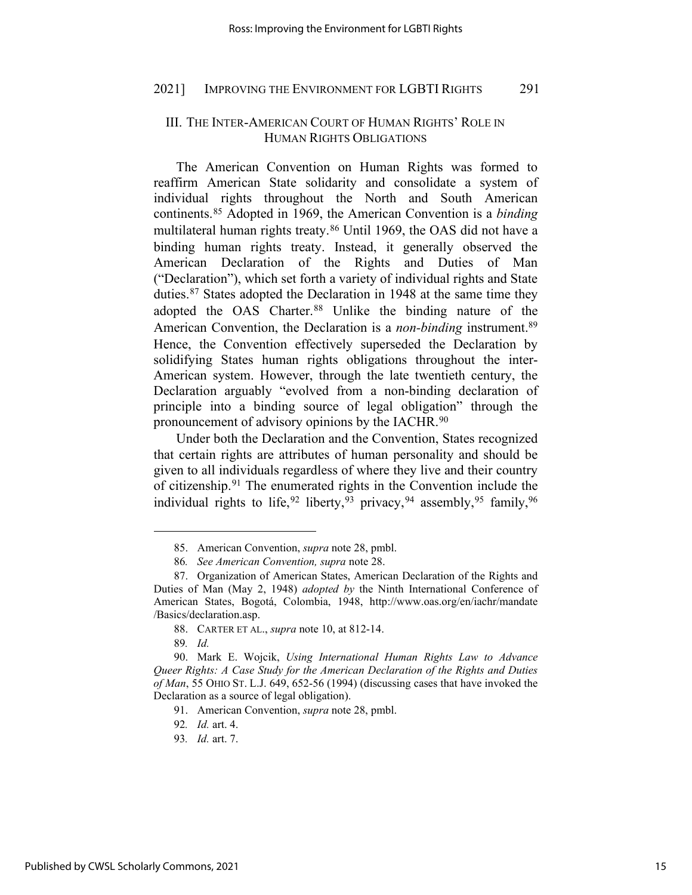## III. THE INTER-AMERICAN COURT OF HUMAN RIGHTS' ROLE IN HUMAN RIGHTS OBLIGATIONS

The American Convention on Human Rights was formed to reaffirm American State solidarity and consolidate a system of individual rights throughout the North and South American continents.[85] Adopted in 1969, the American Convention is a *binding* multilateral human rights treaty.[86] Until 1969, the OAS did not have a binding human rights treaty. Instead, it generally observed the American Declaration of the Rights and Duties of Man ("Declaration"), which set forth a variety of individual rights and State duties.[87] States adopted the Declaration in 1948 at the same time they adopted the OAS Charter.[88] Unlike the binding nature of the American Convention, the Declaration is a *non-binding* instrument.[89] Hence, the Convention effectively superseded the Declaration by solidifying States human rights obligations throughout the inter-American system. However, through the late twentieth century, the Declaration arguably "evolved from a non-binding declaration of principle into a binding source of legal obligation" through the pronouncement of advisory opinions by the IACHR.[90]

Under both the Declaration and the Convention, States recognized that certain rights are attributes of human personality and should be given to all individuals regardless of where they live and their country of citizenship.[91] The enumerated rights in the Convention include the individual rights to life,[92] liberty,[93] privacy,[94] assembly,[95] family,[96]

---

85. American Convention, *supra* note 28, pmbl.

86. *See American Convention, supra* note 28.

87. Organization of American States, American Declaration of the Rights and Duties of Man (May 2, 1948) *adopted by* the Ninth International Conference of American States, Bogotá, Colombia, 1948, http://www.oas.org/en/iachr/mandate/Basics/declaration.asp.

88. CARTER ET AL., *supra* note 10, at 812-14.

89. *Id.*

90. Mark E. Wojcik, *Using International Human Rights Law to Advance Queer Rights: A Case Study for the American Declaration of the Rights and Duties of Man*, 55 OHIO ST. L.J. 649, 652-56 (1994) (discussing cases that have invoked the Declaration as a source of legal obligation).

91. American Convention, *supra* note 28, pmbl.

92. *Id.* art. 4.

93. *Id.* art. 7.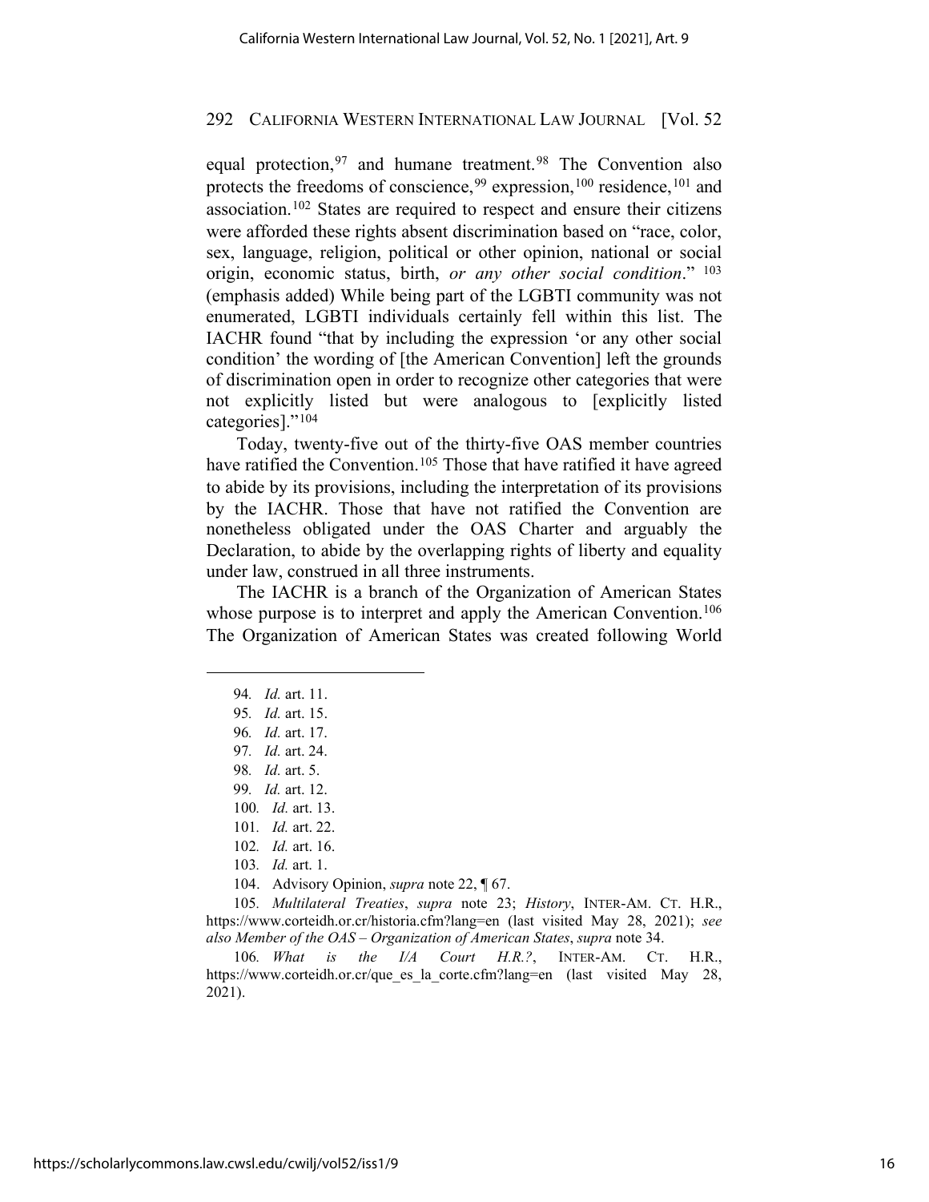equal protection,[97] and humane treatment.[98] The Convention also protects the freedoms of conscience,[99] expression,[100] residence,[101] and association.[102] States are required to respect and ensure their citizens were afforded these rights absent discrimination based on "race, color, sex, language, religion, political or other opinion, national or social origin, economic status, birth, *or any other social condition*." [103] (emphasis added) While being part of the LGBTI community was not enumerated, LGBTI individuals certainly fell within this list. The IACHR found "that by including the expression 'or any other social condition' the wording of [the American Convention] left the grounds of discrimination open in order to recognize other categories that were not explicitly listed but were analogous to [explicitly listed categories]."[104]

Today, twenty-five out of the thirty-five OAS member countries have ratified the Convention.[105] Those that have ratified it have agreed to abide by its provisions, including the interpretation of its provisions by the IACHR. Those that have not ratified the Convention are nonetheless obligated under the OAS Charter and arguably the Declaration, to abide by the overlapping rights of liberty and equality under law, construed in all three instruments.

The IACHR is a branch of the Organization of American States whose purpose is to interpret and apply the American Convention.[106] The Organization of American States was created following World

---

94. *Id.* art. 11.

95. *Id.* art. 15.

96. *Id.* art. 17.

97. *Id.* art. 24.

98. *Id.* art. 5.

99. *Id.* art. 12.

100. *Id.* art. 13.

101. *Id.* art. 22.

102. *Id.* art. 16.

103. *Id.* art. 1.

104. Advisory Opinion, *supra* note 22, ¶ 67.

105. *Multilateral Treaties*, *supra* note 23; *History*, INTER-AM. CT. H.R., https://www.corteidh.or.cr/historia.cfm?lang=en (last visited May 28, 2021); *see also Member of the OAS – Organization of American States*, *supra* note 34.

106. *What is the I/A Court H.R.?*, INTER-AM. CT. H.R., https://www.corteidh.or.cr/que_es_la_corte.cfm?lang=en (last visited May 28, 2021).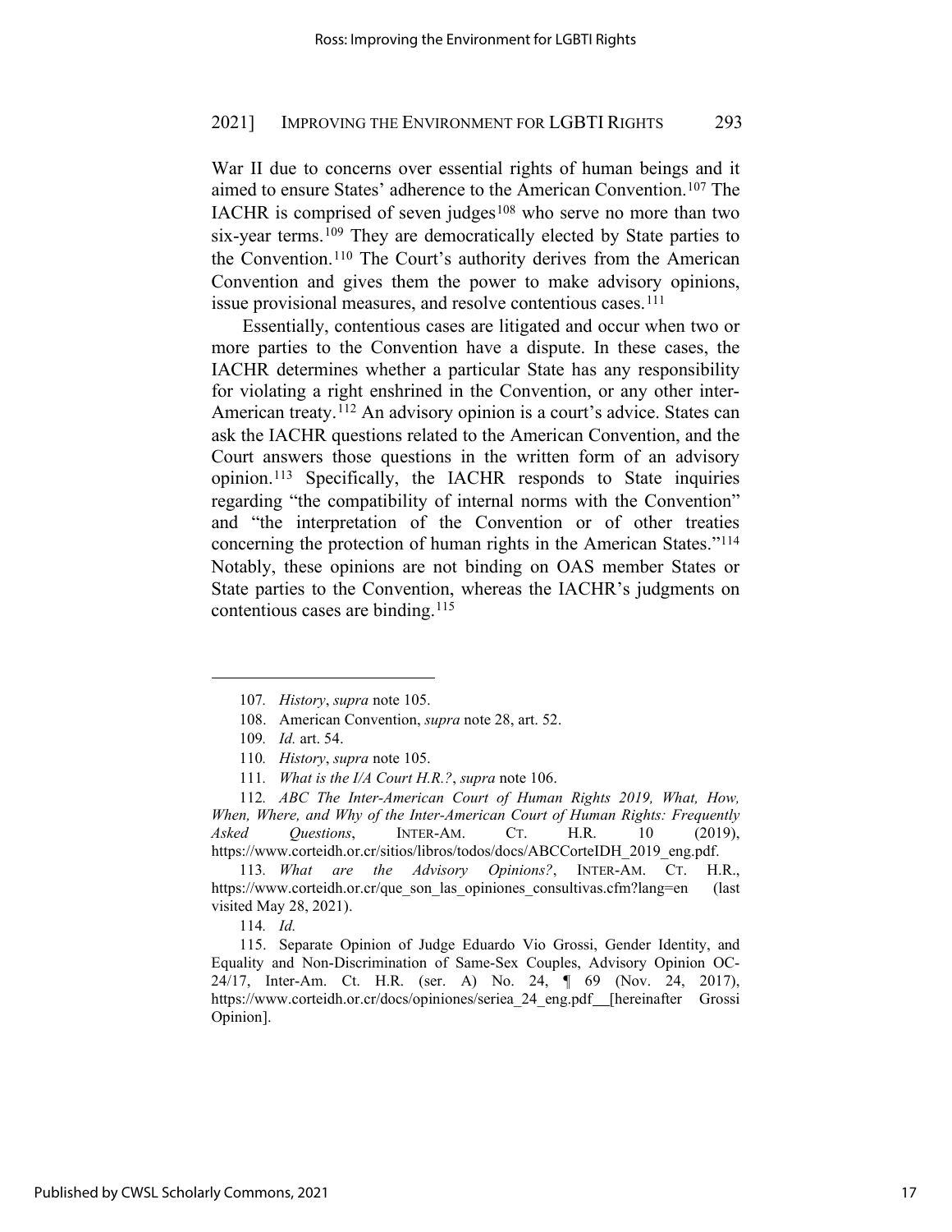War II due to concerns over essential rights of human beings and it aimed to ensure States' adherence to the American Convention.[107] The IACHR is comprised of seven judges[108] who serve no more than two six-year terms.[109] They are democratically elected by State parties to the Convention.[110] The Court's authority derives from the American Convention and gives them the power to make advisory opinions, issue provisional measures, and resolve contentious cases.[111]

Essentially, contentious cases are litigated and occur when two or more parties to the Convention have a dispute. In these cases, the IACHR determines whether a particular State has any responsibility for violating a right enshrined in the Convention, or any other inter-American treaty.[112] An advisory opinion is a court's advice. States can ask the IACHR questions related to the American Convention, and the Court answers those questions in the written form of an advisory opinion.[113] Specifically, the IACHR responds to State inquiries regarding "the compatibility of internal norms with the Convention" and "the interpretation of the Convention or of other treaties concerning the protection of human rights in the American States."[114] Notably, these opinions are not binding on OAS member States or State parties to the Convention, whereas the IACHR's judgments on contentious cases are binding.[115]

---

107. *History*, *supra* note 105.

108. American Convention, *supra* note 28, art. 52.

109. *Id.* art. 54.

110. *History*, *supra* note 105.

111. *What is the I/A Court H.R.?*, *supra* note 106.

112. *ABC The Inter-American Court of Human Rights 2019, What, How, When, Where, and Why of the Inter-American Court of Human Rights: Frequently Asked Questions*, INTER-AM. CT. H.R. 10 (2019), https://www.corteidh.or.cr/sitios/libros/todos/docs/ABCCorteIDH_2019_eng.pdf.

113. *What are the Advisory Opinions?*, INTER-AM. CT. H.R., https://www.corteidh.or.cr/que_son_las_opiniones_consultivas.cfm?lang=en (last visited May 28, 2021).

114. *Id.*

115. Separate Opinion of Judge Eduardo Vio Grossi, Gender Identity, and Equality and Non-Discrimination of Same-Sex Couples, Advisory Opinion OC-24/17, Inter-Am. Ct. H.R. (ser. A) No. 24, ¶ 69 (Nov. 24, 2017), https://www.corteidh.or.cr/docs/opiniones/seriea_24_eng.pdf [hereinafter Grossi Opinion].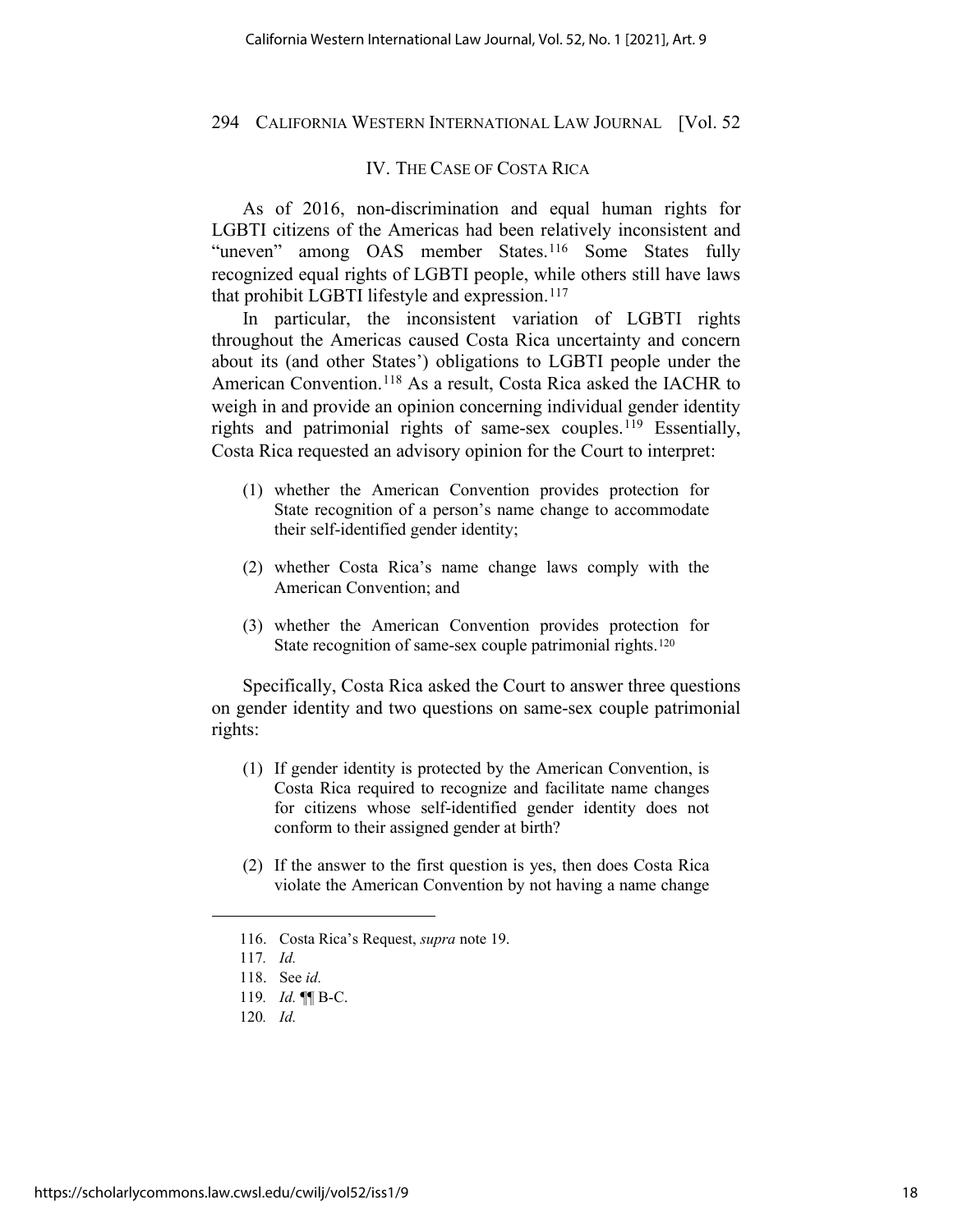## IV. THE CASE OF COSTA RICA

As of 2016, non-discrimination and equal human rights for LGBTI citizens of the Americas had been relatively inconsistent and "uneven" among OAS member States.[116] Some States fully recognized equal rights of LGBTI people, while others still have laws that prohibit LGBTI lifestyle and expression.[117]

In particular, the inconsistent variation of LGBTI rights throughout the Americas caused Costa Rica uncertainty and concern about its (and other States') obligations to LGBTI people under the American Convention.[118] As a result, Costa Rica asked the IACHR to weigh in and provide an opinion concerning individual gender identity rights and patrimonial rights of same-sex couples.[119] Essentially, Costa Rica requested an advisory opinion for the Court to interpret:

(1) whether the American Convention provides protection for State recognition of a person's name change to accommodate their self-identified gender identity;

(2) whether Costa Rica's name change laws comply with the American Convention; and

(3) whether the American Convention provides protection for State recognition of same-sex couple patrimonial rights.[120]

Specifically, Costa Rica asked the Court to answer three questions on gender identity and two questions on same-sex couple patrimonial rights:

(1) If gender identity is protected by the American Convention, is Costa Rica required to recognize and facilitate name changes for citizens whose self-identified gender identity does not conform to their assigned gender at birth?

(2) If the answer to the first question is yes, then does Costa Rica violate the American Convention by not having a name change

---

116. Costa Rica's Request, *supra* note 19.

117. *Id.*

118. See *id.*

119. *Id.* ¶¶ B-C.

120. *Id.*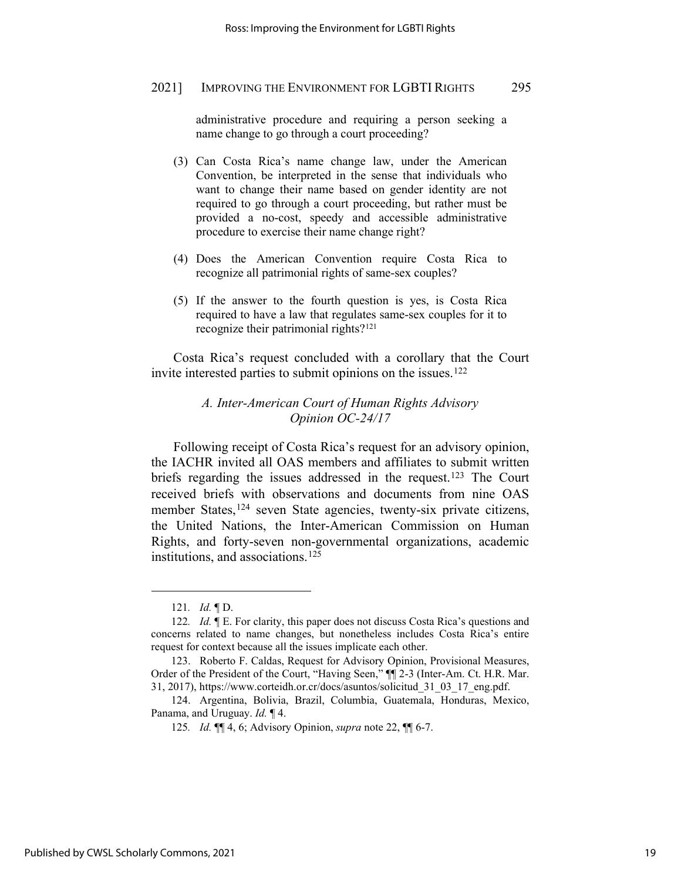administrative procedure and requiring a person seeking a name change to go through a court proceeding?

(3) Can Costa Rica's name change law, under the American Convention, be interpreted in the sense that individuals who want to change their name based on gender identity are not required to go through a court proceeding, but rather must be provided a no-cost, speedy and accessible administrative procedure to exercise their name change right?

(4) Does the American Convention require Costa Rica to recognize all patrimonial rights of same-sex couples?

(5) If the answer to the fourth question is yes, is Costa Rica required to have a law that regulates same-sex couples for it to recognize their patrimonial rights?[121]

Costa Rica's request concluded with a corollary that the Court invite interested parties to submit opinions on the issues.[122]

### *A. Inter-American Court of Human Rights Advisory Opinion OC-24/17*

Following receipt of Costa Rica's request for an advisory opinion, the IACHR invited all OAS members and affiliates to submit written briefs regarding the issues addressed in the request.[123] The Court received briefs with observations and documents from nine OAS member States,[124] seven State agencies, twenty-six private citizens, the United Nations, the Inter-American Commission on Human Rights, and forty-seven non-governmental organizations, academic institutions, and associations.[125]

---

121. *Id.* ¶ D.

122. *Id.* ¶ E. For clarity, this paper does not discuss Costa Rica's questions and concerns related to name changes, but nonetheless includes Costa Rica's entire request for context because all the issues implicate each other.

123. Roberto F. Caldas, Request for Advisory Opinion, Provisional Measures, Order of the President of the Court, "Having Seen," ¶¶ 2-3 (Inter-Am. Ct. H.R. Mar. 31, 2017), https://www.corteidh.or.cr/docs/asuntos/solicitud_31_03_17_eng.pdf.

124. Argentina, Bolivia, Brazil, Columbia, Guatemala, Honduras, Mexico, Panama, and Uruguay. *Id.* ¶ 4.

125. *Id.* ¶¶ 4, 6; Advisory Opinion, *supra* note 22, ¶¶ 6-7.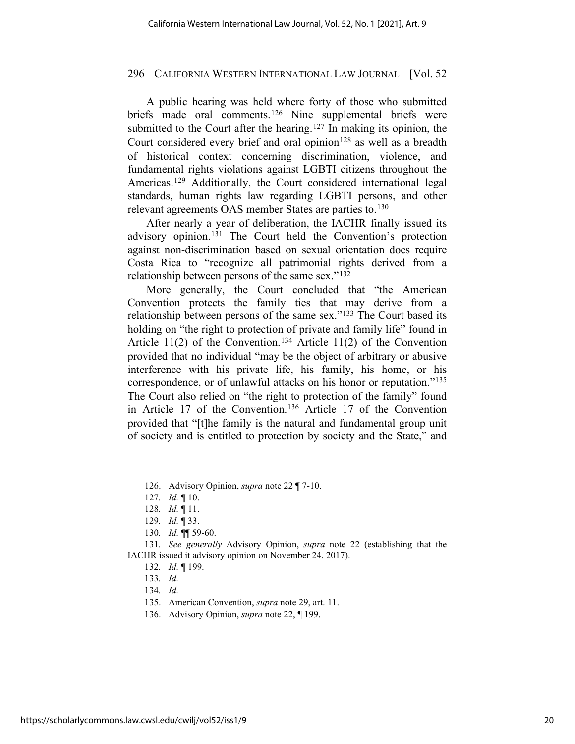A public hearing was held where forty of those who submitted briefs made oral comments.[126] Nine supplemental briefs were submitted to the Court after the hearing.[127] In making its opinion, the Court considered every brief and oral opinion[128] as well as a breadth of historical context concerning discrimination, violence, and fundamental rights violations against LGBTI citizens throughout the Americas.[129] Additionally, the Court considered international legal standards, human rights law regarding LGBTI persons, and other relevant agreements OAS member States are parties to.[130]

After nearly a year of deliberation, the IACHR finally issued its advisory opinion.[131] The Court held the Convention's protection against non-discrimination based on sexual orientation does require Costa Rica to "recognize all patrimonial rights derived from a relationship between persons of the same sex."[132]

More generally, the Court concluded that "the American Convention protects the family ties that may derive from a relationship between persons of the same sex."[133] The Court based its holding on "the right to protection of private and family life" found in Article 11(2) of the Convention.[134] Article 11(2) of the Convention provided that no individual "may be the object of arbitrary or abusive interference with his private life, his family, his home, or his correspondence, or of unlawful attacks on his honor or reputation."[135] The Court also relied on "the right to protection of the family" found in Article 17 of the Convention.[136] Article 17 of the Convention provided that "[t]he family is the natural and fundamental group unit of society and is entitled to protection by society and the State," and

---

126. Advisory Opinion, *supra* note 22 ¶ 7-10.

127. *Id.* ¶ 10.

128. *Id.* ¶ 11.

129. *Id.* ¶ 33.

130. *Id.* ¶¶ 59-60.

131. *See generally* Advisory Opinion, *supra* note 22 (establishing that the IACHR issued it advisory opinion on November 24, 2017).

132. *Id.* ¶ 199.

133. *Id.*

134. *Id.*

135. American Convention, *supra* note 29, art. 11.

136. Advisory Opinion, *supra* note 22, ¶ 199.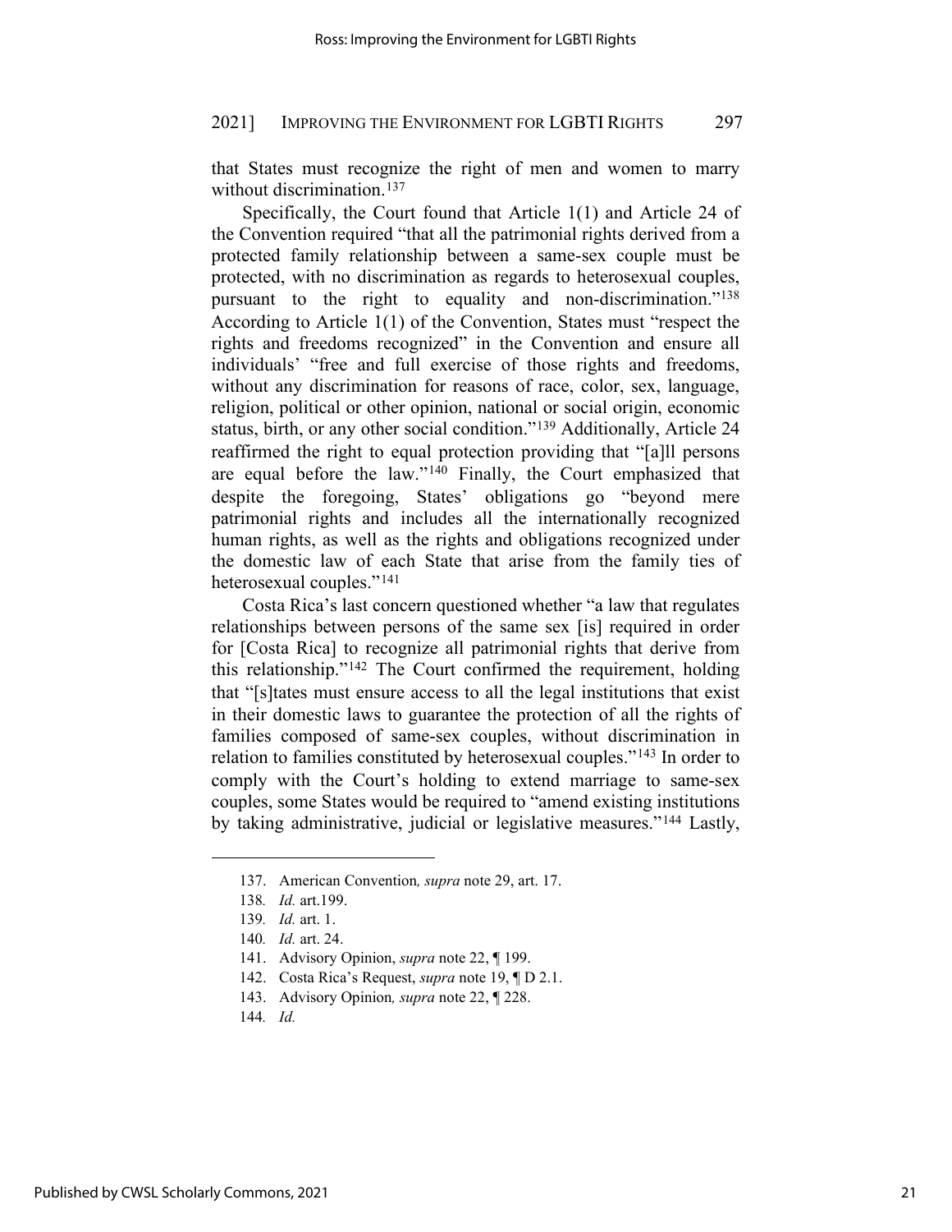that States must recognize the right of men and women to marry without discrimination.[137]

Specifically, the Court found that Article 1(1) and Article 24 of the Convention required "that all the patrimonial rights derived from a protected family relationship between a same-sex couple must be protected, with no discrimination as regards to heterosexual couples, pursuant to the right to equality and non-discrimination."[138] According to Article 1(1) of the Convention, States must "respect the rights and freedoms recognized" in the Convention and ensure all individuals' "free and full exercise of those rights and freedoms, without any discrimination for reasons of race, color, sex, language, religion, political or other opinion, national or social origin, economic status, birth, or any other social condition."[139] Additionally, Article 24 reaffirmed the right to equal protection providing that "[a]ll persons are equal before the law."[140] Finally, the Court emphasized that despite the foregoing, States' obligations go "beyond mere patrimonial rights and includes all the internationally recognized human rights, as well as the rights and obligations recognized under the domestic law of each State that arise from the family ties of heterosexual couples."[141]

Costa Rica's last concern questioned whether "a law that regulates relationships between persons of the same sex [is] required in order for [Costa Rica] to recognize all patrimonial rights that derive from this relationship."[142] The Court confirmed the requirement, holding that "[s]tates must ensure access to all the legal institutions that exist in their domestic laws to guarantee the protection of all the rights of families composed of same-sex couples, without discrimination in relation to families constituted by heterosexual couples."[143] In order to comply with the Court's holding to extend marriage to same-sex couples, some States would be required to "amend existing institutions by taking administrative, judicial or legislative measures."[144] Lastly,

---

137. American Convention*, supra* note 29, art. 17.

138. *Id.* art.199.

139. *Id.* art. 1.

140. *Id.* art. 24.

141. Advisory Opinion, *supra* note 22, ¶ 199.

142. Costa Rica's Request, *supra* note 19, ¶ D 2.1.

143. Advisory Opinion*, supra* note 22, ¶ 228.

144. *Id.*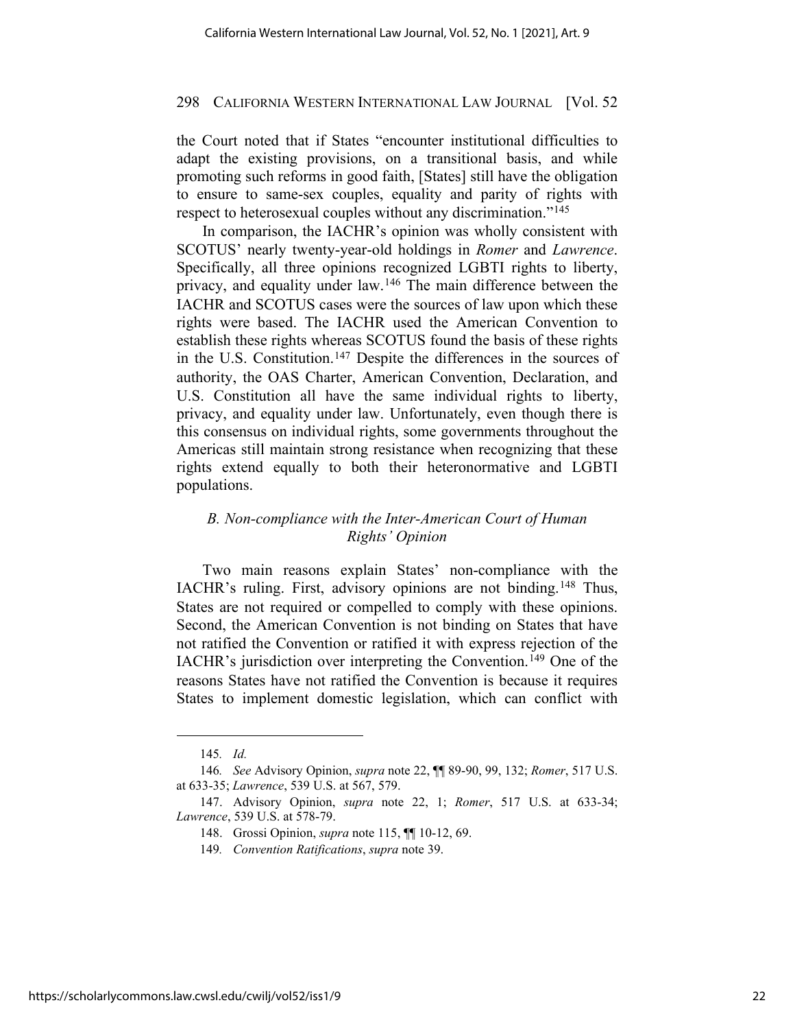the Court noted that if States "encounter institutional difficulties to adapt the existing provisions, on a transitional basis, and while promoting such reforms in good faith, [States] still have the obligation to ensure to same-sex couples, equality and parity of rights with respect to heterosexual couples without any discrimination."[145]

In comparison, the IACHR's opinion was wholly consistent with SCOTUS' nearly twenty-year-old holdings in *Romer* and *Lawrence*. Specifically, all three opinions recognized LGBTI rights to liberty, privacy, and equality under law.[146] The main difference between the IACHR and SCOTUS cases were the sources of law upon which these rights were based. The IACHR used the American Convention to establish these rights whereas SCOTUS found the basis of these rights in the U.S. Constitution.[147] Despite the differences in the sources of authority, the OAS Charter, American Convention, Declaration, and U.S. Constitution all have the same individual rights to liberty, privacy, and equality under law. Unfortunately, even though there is this consensus on individual rights, some governments throughout the Americas still maintain strong resistance when recognizing that these rights extend equally to both their heteronormative and LGBTI populations.

### *B. Non-compliance with the Inter-American Court of Human Rights' Opinion*

Two main reasons explain States' non-compliance with the IACHR's ruling. First, advisory opinions are not binding.[148] Thus, States are not required or compelled to comply with these opinions. Second, the American Convention is not binding on States that have not ratified the Convention or ratified it with express rejection of the IACHR's jurisdiction over interpreting the Convention.[149] One of the reasons States have not ratified the Convention is because it requires States to implement domestic legislation, which can conflict with

---

145. *Id.*

146. *See* Advisory Opinion, *supra* note 22, ¶¶ 89-90, 99, 132; *Romer*, 517 U.S. at 633-35; *Lawrence*, 539 U.S. at 567, 579.

147. Advisory Opinion, *supra* note 22, 1; *Romer*, 517 U.S. at 633-34; *Lawrence*, 539 U.S. at 578-79.

148. Grossi Opinion, *supra* note 115, ¶¶ 10-12, 69.

149. *Convention Ratifications*, *supra* note 39.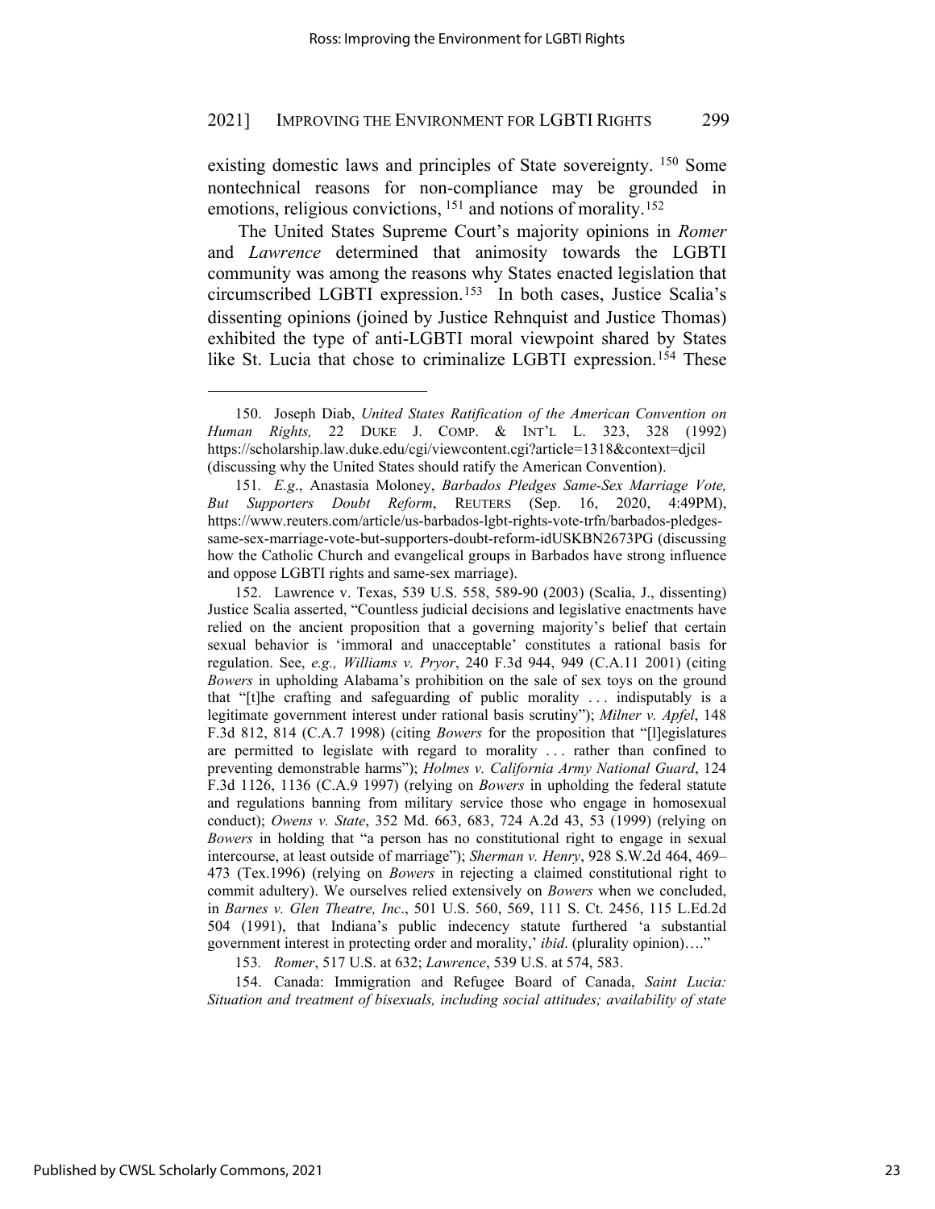existing domestic laws and principles of State sovereignty.[150] Some nontechnical reasons for non-compliance may be grounded in emotions, religious convictions,[151] and notions of morality.[152]

The United States Supreme Court's majority opinions in *Romer* and *Lawrence* determined that animosity towards the LGBTI community was among the reasons why States enacted legislation that circumscribed LGBTI expression.[153] In both cases, Justice Scalia's dissenting opinions (joined by Justice Rehnquist and Justice Thomas) exhibited the type of anti-LGBTI moral viewpoint shared by States like St. Lucia that chose to criminalize LGBTI expression.[154] These

---

150. Joseph Diab, *United States Ratification of the American Convention on Human Rights,* 22 DUKE J. COMP. & INT'L L. 323, 328 (1992) https://scholarship.law.duke.edu/cgi/viewcontent.cgi?article=1318&context=djcil (discussing why the United States should ratify the American Convention).

151. *E.g*., Anastasia Moloney, *Barbados Pledges Same-Sex Marriage Vote, But Supporters Doubt Reform*, REUTERS (Sep. 16, 2020, 4:49PM), https://www.reuters.com/article/us-barbados-lgbt-rights-vote-trfn/barbados-pledges-same-sex-marriage-vote-but-supporters-doubt-reform-idUSKBN2673PG (discussing how the Catholic Church and evangelical groups in Barbados have strong influence and oppose LGBTI rights and same-sex marriage).

152. Lawrence v. Texas, 539 U.S. 558, 589-90 (2003) (Scalia, J., dissenting) Justice Scalia asserted, "Countless judicial decisions and legislative enactments have relied on the ancient proposition that a governing majority's belief that certain sexual behavior is 'immoral and unacceptable' constitutes a rational basis for regulation. See, *e.g., Williams v. Pryor*, 240 F.3d 944, 949 (C.A.11 2001) (citing *Bowers* in upholding Alabama's prohibition on the sale of sex toys on the ground that "[t]he crafting and safeguarding of public morality . . . indisputably is a legitimate government interest under rational basis scrutiny"); *Milner v. Apfel*, 148 F.3d 812, 814 (C.A.7 1998) (citing *Bowers* for the proposition that "[l]egislatures are permitted to legislate with regard to morality . . . rather than confined to preventing demonstrable harms"); *Holmes v. California Army National Guard*, 124 F.3d 1126, 1136 (C.A.9 1997) (relying on *Bowers* in upholding the federal statute and regulations banning from military service those who engage in homosexual conduct); *Owens v. State*, 352 Md. 663, 683, 724 A.2d 43, 53 (1999) (relying on *Bowers* in holding that "a person has no constitutional right to engage in sexual intercourse, at least outside of marriage"); *Sherman v. Henry*, 928 S.W.2d 464, 469–473 (Tex.1996) (relying on *Bowers* in rejecting a claimed constitutional right to commit adultery). We ourselves relied extensively on *Bowers* when we concluded, in *Barnes v. Glen Theatre, Inc*., 501 U.S. 560, 569, 111 S. Ct. 2456, 115 L.Ed.2d 504 (1991), that Indiana's public indecency statute furthered 'a substantial government interest in protecting order and morality,' *ibid*. (plurality opinion)…."

153. *Romer*, 517 U.S. at 632; *Lawrence*, 539 U.S. at 574, 583.

154. Canada: Immigration and Refugee Board of Canada, *Saint Lucia: Situation and treatment of bisexuals, including social attitudes; availability of state*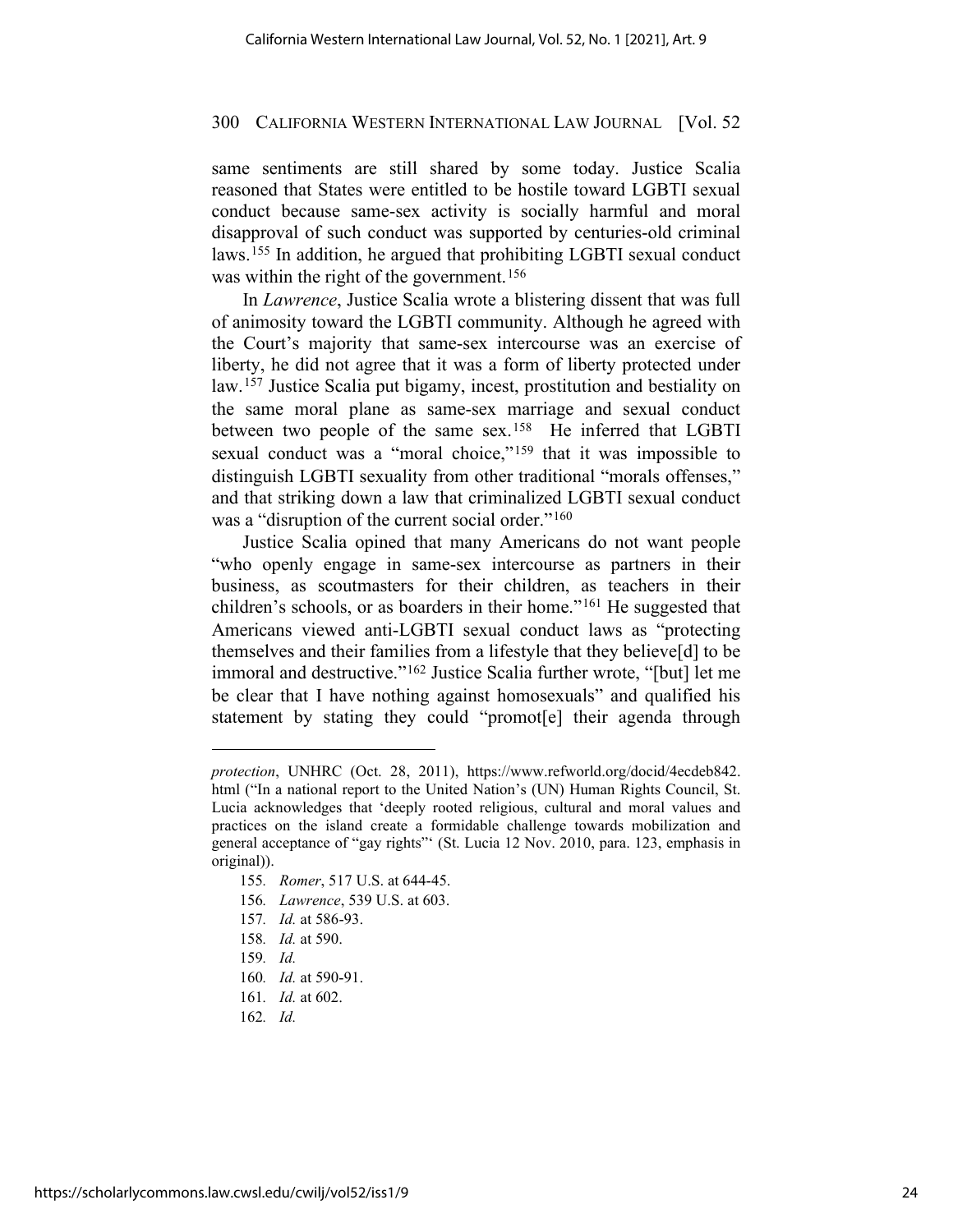same sentiments are still shared by some today. Justice Scalia reasoned that States were entitled to be hostile toward LGBTI sexual conduct because same-sex activity is socially harmful and moral disapproval of such conduct was supported by centuries-old criminal laws.[155] In addition, he argued that prohibiting LGBTI sexual conduct was within the right of the government.[156]

In *Lawrence*, Justice Scalia wrote a blistering dissent that was full of animosity toward the LGBTI community. Although he agreed with the Court's majority that same-sex intercourse was an exercise of liberty, he did not agree that it was a form of liberty protected under law.[157] Justice Scalia put bigamy, incest, prostitution and bestiality on the same moral plane as same-sex marriage and sexual conduct between two people of the same sex.[158] He inferred that LGBTI sexual conduct was a "moral choice,"[159] that it was impossible to distinguish LGBTI sexuality from other traditional "morals offenses," and that striking down a law that criminalized LGBTI sexual conduct was a "disruption of the current social order."[160]

Justice Scalia opined that many Americans do not want people "who openly engage in same-sex intercourse as partners in their business, as scoutmasters for their children, as teachers in their children's schools, or as boarders in their home."[161] He suggested that Americans viewed anti-LGBTI sexual conduct laws as "protecting themselves and their families from a lifestyle that they believe[d] to be immoral and destructive."[162] Justice Scalia further wrote, "[but] let me be clear that I have nothing against homosexuals" and qualified his statement by stating they could "promot[e] their agenda through

---

*protection*, UNHRC (Oct. 28, 2011), https://www.refworld.org/docid/4ecdeb842.html ("In a national report to the United Nation's (UN) Human Rights Council, St. Lucia acknowledges that 'deeply rooted religious, cultural and moral values and practices on the island create a formidable challenge towards mobilization and general acceptance of "gay rights"' (St. Lucia 12 Nov. 2010, para. 123, emphasis in original)).

155. *Romer*, 517 U.S. at 644-45.
156. *Lawrence*, 539 U.S. at 603.
157. *Id.* at 586-93.
158. *Id.* at 590.
159. *Id.*
160. *Id.* at 590-91.
161. *Id.* at 602.
162. *Id.*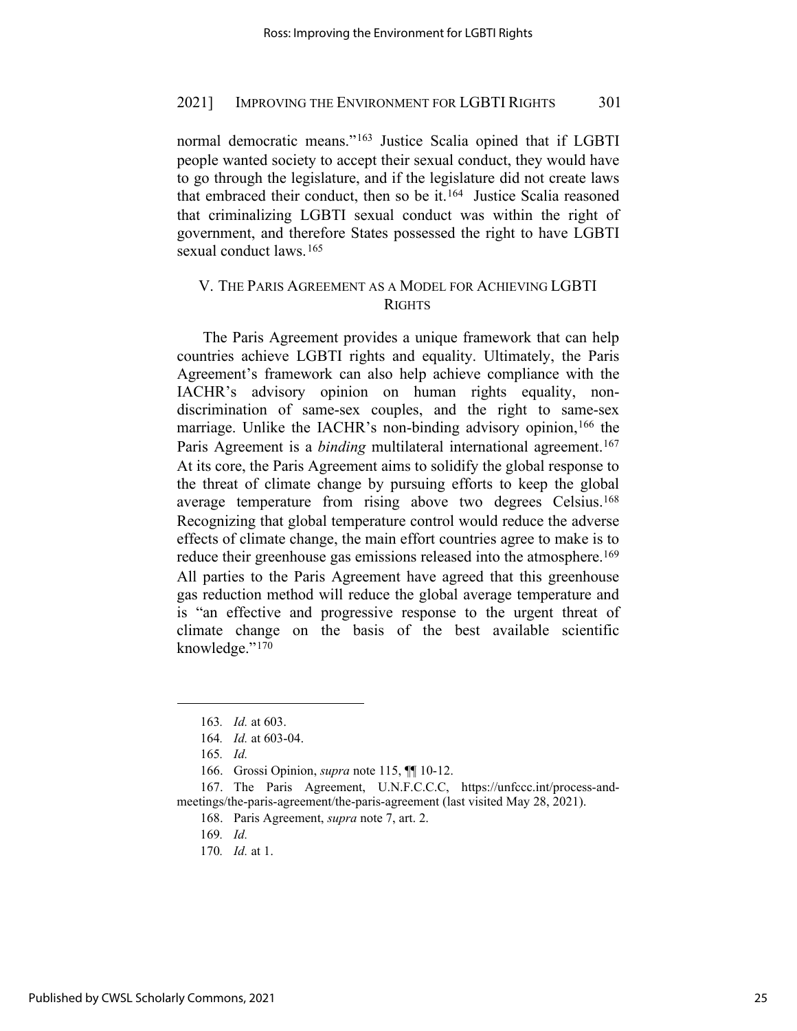normal democratic means."[163] Justice Scalia opined that if LGBTI people wanted society to accept their sexual conduct, they would have to go through the legislature, and if the legislature did not create laws that embraced their conduct, then so be it.[164] Justice Scalia reasoned that criminalizing LGBTI sexual conduct was within the right of government, and therefore States possessed the right to have LGBTI sexual conduct laws.[165]

## V. THE PARIS AGREEMENT AS A MODEL FOR ACHIEVING LGBTI RIGHTS

The Paris Agreement provides a unique framework that can help countries achieve LGBTI rights and equality. Ultimately, the Paris Agreement's framework can also help achieve compliance with the IACHR's advisory opinion on human rights equality, non-discrimination of same-sex couples, and the right to same-sex marriage. Unlike the IACHR's non-binding advisory opinion,[166] the Paris Agreement is a *binding* multilateral international agreement.[167] At its core, the Paris Agreement aims to solidify the global response to the threat of climate change by pursuing efforts to keep the global average temperature from rising above two degrees Celsius.[168] Recognizing that global temperature control would reduce the adverse effects of climate change, the main effort countries agree to make is to reduce their greenhouse gas emissions released into the atmosphere.[169] All parties to the Paris Agreement have agreed that this greenhouse gas reduction method will reduce the global average temperature and is "an effective and progressive response to the urgent threat of climate change on the basis of the best available scientific knowledge."[170]

---

163. *Id.* at 603.

164. *Id.* at 603-04.

165. *Id.*

166. Grossi Opinion, *supra* note 115, ¶¶ 10-12.

167. The Paris Agreement, U.N.F.C.C.C, https://unfccc.int/process-and-meetings/the-paris-agreement/the-paris-agreement (last visited May 28, 2021).

168. Paris Agreement, *supra* note 7, art. 2.

169. *Id.*

170. *Id.* at 1.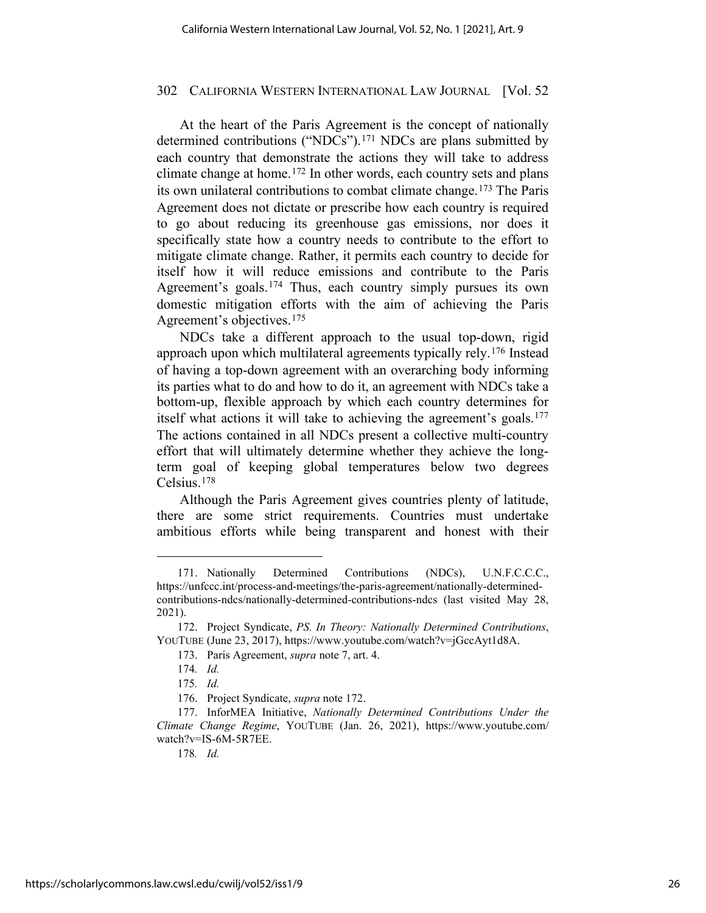At the heart of the Paris Agreement is the concept of nationally determined contributions ("NDCs").[171] NDCs are plans submitted by each country that demonstrate the actions they will take to address climate change at home.[172] In other words, each country sets and plans its own unilateral contributions to combat climate change.[173] The Paris Agreement does not dictate or prescribe how each country is required to go about reducing its greenhouse gas emissions, nor does it specifically state how a country needs to contribute to the effort to mitigate climate change. Rather, it permits each country to decide for itself how it will reduce emissions and contribute to the Paris Agreement's goals.[174] Thus, each country simply pursues its own domestic mitigation efforts with the aim of achieving the Paris Agreement's objectives.[175]

NDCs take a different approach to the usual top-down, rigid approach upon which multilateral agreements typically rely.[176] Instead of having a top-down agreement with an overarching body informing its parties what to do and how to do it, an agreement with NDCs take a bottom-up, flexible approach by which each country determines for itself what actions it will take to achieving the agreement's goals.[177] The actions contained in all NDCs present a collective multi-country effort that will ultimately determine whether they achieve the long-term goal of keeping global temperatures below two degrees Celsius.[178]

Although the Paris Agreement gives countries plenty of latitude, there are some strict requirements. Countries must undertake ambitious efforts while being transparent and honest with their

---

171. Nationally Determined Contributions (NDCs), U.N.F.C.C.C., https://unfccc.int/process-and-meetings/the-paris-agreement/nationally-determined-contributions-ndcs/nationally-determined-contributions-ndcs (last visited May 28, 2021).

172. Project Syndicate, *PS. In Theory: Nationally Determined Contributions*, YOUTUBE (June 23, 2017), https://www.youtube.com/watch?v=jGccAyt1d8A.

173. Paris Agreement, *supra* note 7, art. 4.

174. *Id.*

175. *Id.*

176. Project Syndicate, *supra* note 172.

177. InforMEA Initiative, *Nationally Determined Contributions Under the Climate Change Regime*, YOUTUBE (Jan. 26, 2021), https://www.youtube.com/watch?v=IS-6M-5R7EE.

178. *Id.*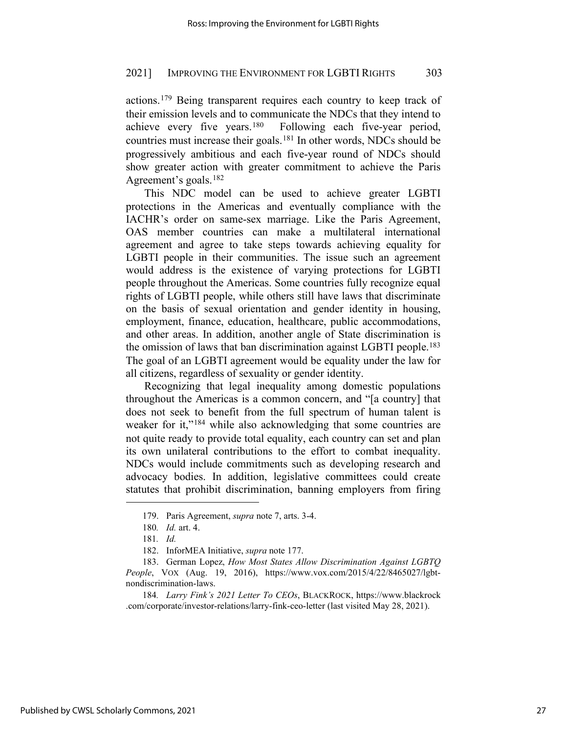actions.[179] Being transparent requires each country to keep track of their emission levels and to communicate the NDCs that they intend to achieve every five years.[180] Following each five-year period, countries must increase their goals.[181] In other words, NDCs should be progressively ambitious and each five-year round of NDCs should show greater action with greater commitment to achieve the Paris Agreement's goals.[182]

This NDC model can be used to achieve greater LGBTI protections in the Americas and eventually compliance with the IACHR's order on same-sex marriage. Like the Paris Agreement, OAS member countries can make a multilateral international agreement and agree to take steps towards achieving equality for LGBTI people in their communities. The issue such an agreement would address is the existence of varying protections for LGBTI people throughout the Americas. Some countries fully recognize equal rights of LGBTI people, while others still have laws that discriminate on the basis of sexual orientation and gender identity in housing, employment, finance, education, healthcare, public accommodations, and other areas. In addition, another angle of State discrimination is the omission of laws that ban discrimination against LGBTI people.[183] The goal of an LGBTI agreement would be equality under the law for all citizens, regardless of sexuality or gender identity.

Recognizing that legal inequality among domestic populations throughout the Americas is a common concern, and "[a country] that does not seek to benefit from the full spectrum of human talent is weaker for it,"[184] while also acknowledging that some countries are not quite ready to provide total equality, each country can set and plan its own unilateral contributions to the effort to combat inequality. NDCs would include commitments such as developing research and advocacy bodies. In addition, legislative committees could create statutes that prohibit discrimination, banning employers from firing

---

179. Paris Agreement, *supra* note 7, arts. 3-4.

180. *Id.* art. 4.

181. *Id.*

182. InforMEA Initiative, *supra* note 177.

183. German Lopez, *How Most States Allow Discrimination Against LGBTQ People*, VOX (Aug. 19, 2016), https://www.vox.com/2015/4/22/8465027/lgbt-nondiscrimination-laws.

184. *Larry Fink's 2021 Letter To CEOs*, BLACKROCK, https://www.blackrock.com/corporate/investor-relations/larry-fink-ceo-letter (last visited May 28, 2021).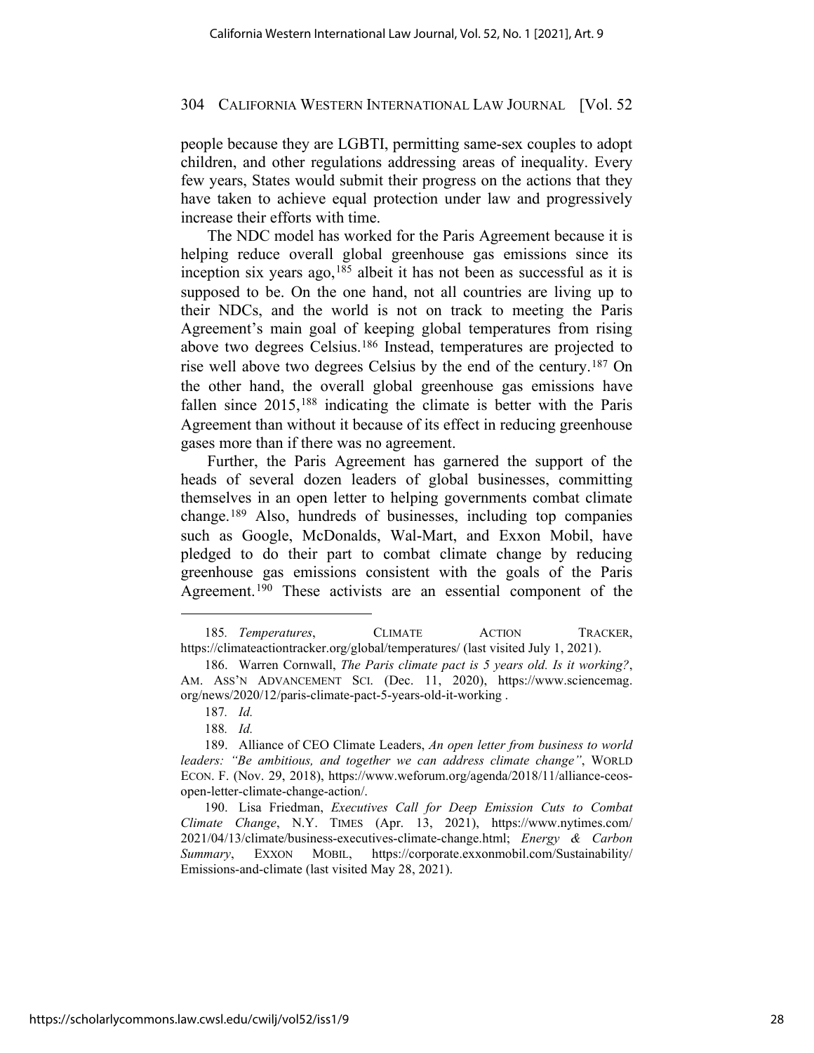people because they are LGBTI, permitting same-sex couples to adopt children, and other regulations addressing areas of inequality. Every few years, States would submit their progress on the actions that they have taken to achieve equal protection under law and progressively increase their efforts with time.

The NDC model has worked for the Paris Agreement because it is helping reduce overall global greenhouse gas emissions since its inception six years ago,[185] albeit it has not been as successful as it is supposed to be. On the one hand, not all countries are living up to their NDCs, and the world is not on track to meeting the Paris Agreement's main goal of keeping global temperatures from rising above two degrees Celsius.[186] Instead, temperatures are projected to rise well above two degrees Celsius by the end of the century.[187] On the other hand, the overall global greenhouse gas emissions have fallen since 2015,[188] indicating the climate is better with the Paris Agreement than without it because of its effect in reducing greenhouse gases more than if there was no agreement.

Further, the Paris Agreement has garnered the support of the heads of several dozen leaders of global businesses, committing themselves in an open letter to helping governments combat climate change.[189] Also, hundreds of businesses, including top companies such as Google, McDonalds, Wal-Mart, and Exxon Mobil, have pledged to do their part to combat climate change by reducing greenhouse gas emissions consistent with the goals of the Paris Agreement.[190] These activists are an essential component of the

---

185. *Temperatures*, CLIMATE ACTION TRACKER, https://climateactiontracker.org/global/temperatures/ (last visited July 1, 2021).

186. Warren Cornwall, *The Paris climate pact is 5 years old. Is it working?*, AM. ASS'N ADVANCEMENT SCI. (Dec. 11, 2020), https://www.sciencemag.org/news/2020/12/paris-climate-pact-5-years-old-it-working .

187. *Id.*

188. *Id.*

189. Alliance of CEO Climate Leaders, *An open letter from business to world leaders: "Be ambitious, and together we can address climate change"*, WORLD ECON. F. (Nov. 29, 2018), https://www.weforum.org/agenda/2018/11/alliance-ceos-open-letter-climate-change-action/.

190. Lisa Friedman, *Executives Call for Deep Emission Cuts to Combat Climate Change*, N.Y. TIMES (Apr. 13, 2021), https://www.nytimes.com/2021/04/13/climate/business-executives-climate-change.html; *Energy & Carbon Summary*, EXXON MOBIL, https://corporate.exxonmobil.com/Sustainability/Emissions-and-climate (last visited May 28, 2021).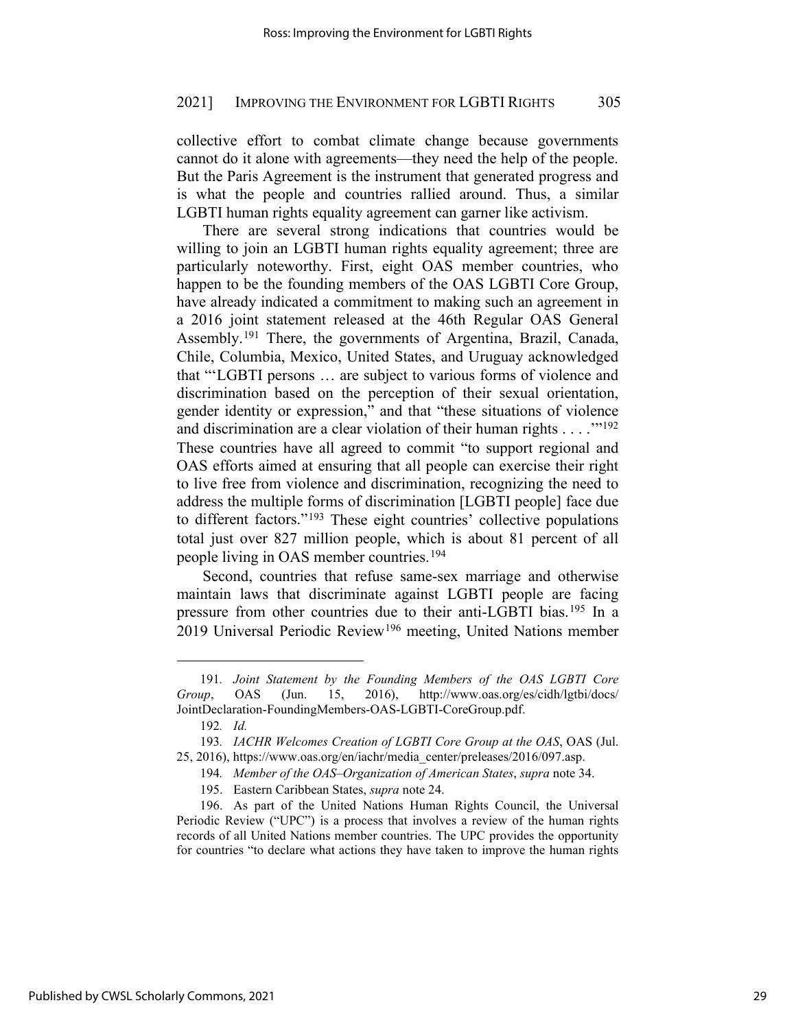collective effort to combat climate change because governments cannot do it alone with agreements—they need the help of the people. But the Paris Agreement is the instrument that generated progress and is what the people and countries rallied around. Thus, a similar LGBTI human rights equality agreement can garner like activism.

There are several strong indications that countries would be willing to join an LGBTI human rights equality agreement; three are particularly noteworthy. First, eight OAS member countries, who happen to be the founding members of the OAS LGBTI Core Group, have already indicated a commitment to making such an agreement in a 2016 joint statement released at the 46th Regular OAS General Assembly.[191] There, the governments of Argentina, Brazil, Canada, Chile, Columbia, Mexico, United States, and Uruguay acknowledged that "'LGBTI persons … are subject to various forms of violence and discrimination based on the perception of their sexual orientation, gender identity or expression," and that "these situations of violence and discrimination are a clear violation of their human rights . . . .'"[192] These countries have all agreed to commit "to support regional and OAS efforts aimed at ensuring that all people can exercise their right to live free from violence and discrimination, recognizing the need to address the multiple forms of discrimination [LGBTI people] face due to different factors."[193] These eight countries' collective populations total just over 827 million people, which is about 81 percent of all people living in OAS member countries.[194]

Second, countries that refuse same-sex marriage and otherwise maintain laws that discriminate against LGBTI people are facing pressure from other countries due to their anti-LGBTI bias.[195] In a 2019 Universal Periodic Review[196] meeting, United Nations member

---

191. *Joint Statement by the Founding Members of the OAS LGBTI Core Group*, OAS (Jun. 15, 2016), http://www.oas.org/es/cidh/lgtbi/docs/JointDeclaration-FoundingMembers-OAS-LGBTI-CoreGroup.pdf.

192. *Id.*

193. *IACHR Welcomes Creation of LGBTI Core Group at the OAS*, OAS (Jul. 25, 2016), https://www.oas.org/en/iachr/media_center/preleases/2016/097.asp.

194. *Member of the OAS–Organization of American States*, *supra* note 34.

195. Eastern Caribbean States, *supra* note 24.

196. As part of the United Nations Human Rights Council, the Universal Periodic Review ("UPC") is a process that involves a review of the human rights records of all United Nations member countries. The UPC provides the opportunity for countries "to declare what actions they have taken to improve the human rights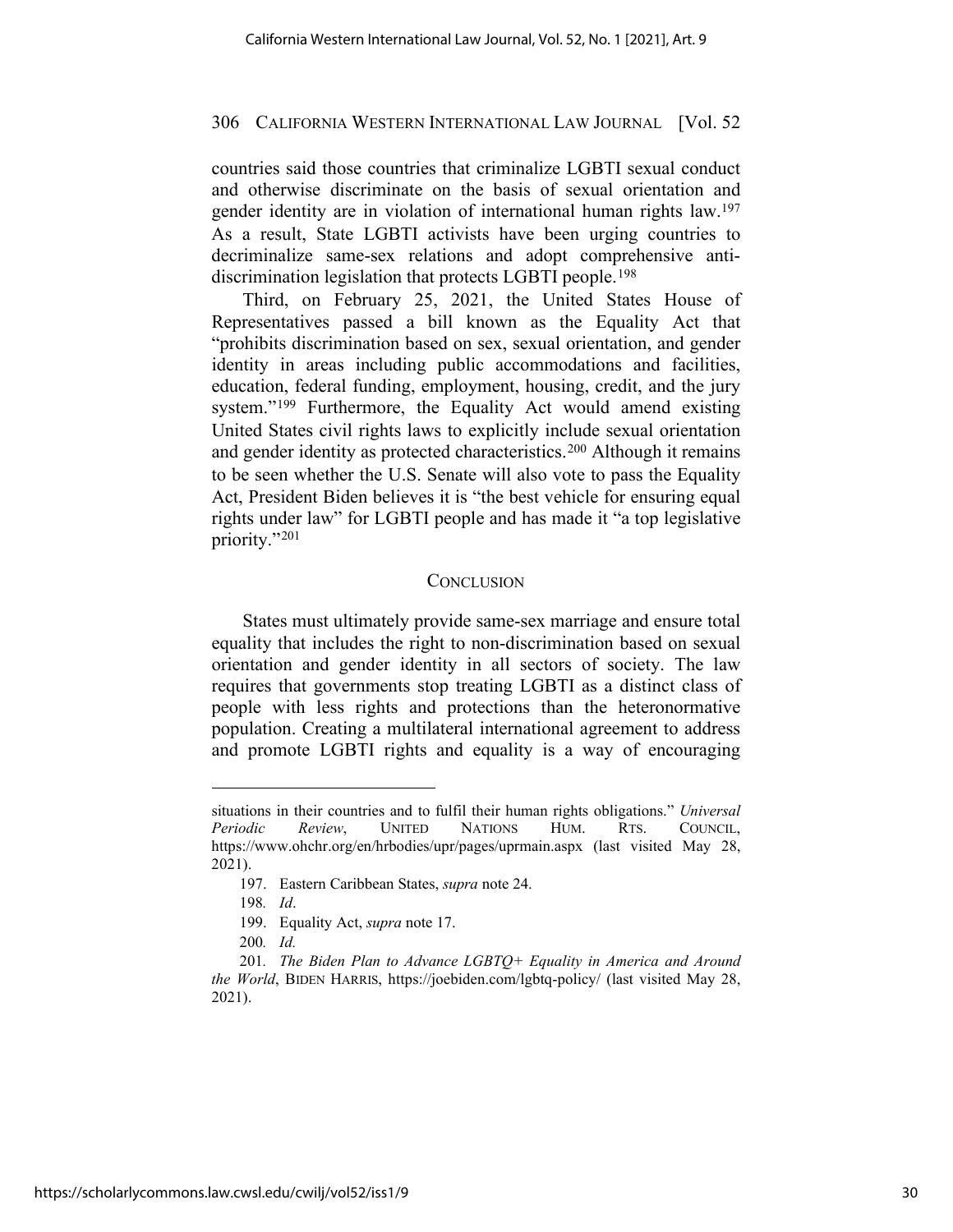countries said those countries that criminalize LGBTI sexual conduct and otherwise discriminate on the basis of sexual orientation and gender identity are in violation of international human rights law.[197] As a result, State LGBTI activists have been urging countries to decriminalize same-sex relations and adopt comprehensive anti-discrimination legislation that protects LGBTI people.[198]

Third, on February 25, 2021, the United States House of Representatives passed a bill known as the Equality Act that "prohibits discrimination based on sex, sexual orientation, and gender identity in areas including public accommodations and facilities, education, federal funding, employment, housing, credit, and the jury system."[199] Furthermore, the Equality Act would amend existing United States civil rights laws to explicitly include sexual orientation and gender identity as protected characteristics.[200] Although it remains to be seen whether the U.S. Senate will also vote to pass the Equality Act, President Biden believes it is "the best vehicle for ensuring equal rights under law" for LGBTI people and has made it "a top legislative priority."[201]

## CONCLUSION

States must ultimately provide same-sex marriage and ensure total equality that includes the right to non-discrimination based on sexual orientation and gender identity in all sectors of society. The law requires that governments stop treating LGBTI as a distinct class of people with less rights and protections than the heteronormative population. Creating a multilateral international agreement to address and promote LGBTI rights and equality is a way of encouraging

---

situations in their countries and to fulfil their human rights obligations." *Universal Periodic Review*, UNITED NATIONS HUM. RTS. COUNCIL, https://www.ohchr.org/en/hrbodies/upr/pages/uprmain.aspx (last visited May 28, 2021).

197. Eastern Caribbean States, *supra* note 24.

198. *Id*.

199. Equality Act, *supra* note 17.

200. *Id.*

201. *The Biden Plan to Advance LGBTQ+ Equality in America and Around the World*, BIDEN HARRIS, https://joebiden.com/lgbtq-policy/ (last visited May 28, 2021).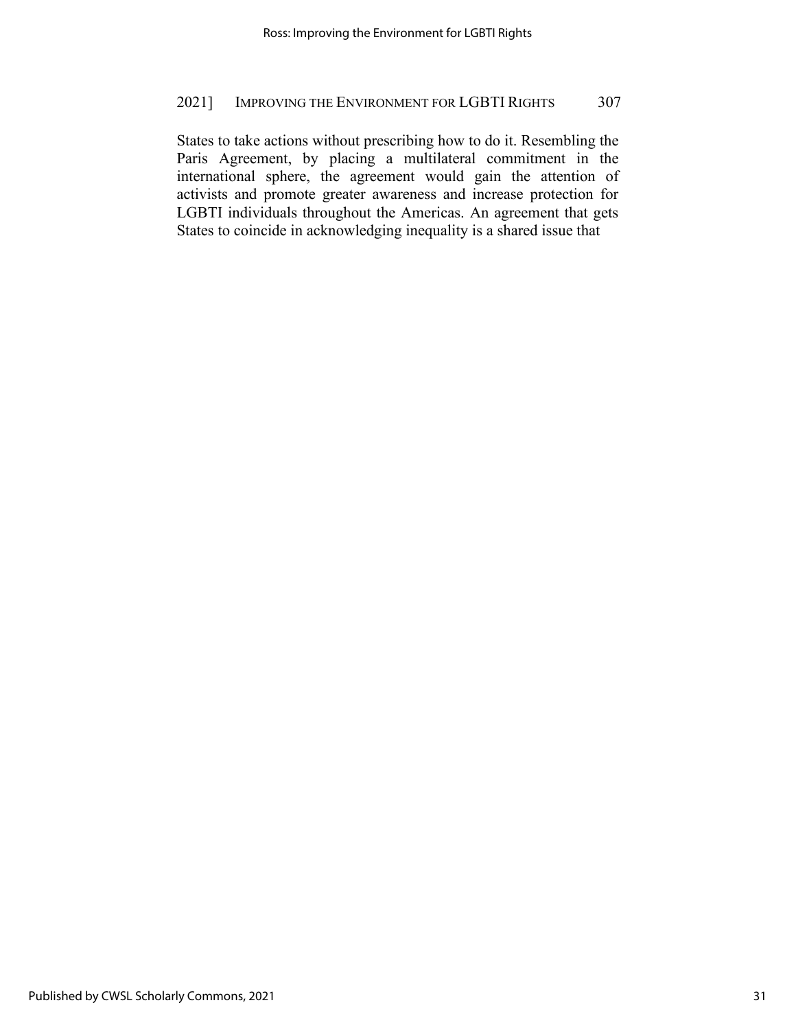States to take actions without prescribing how to do it. Resembling the Paris Agreement, by placing a multilateral commitment in the international sphere, the agreement would gain the attention of activists and promote greater awareness and increase protection for LGBTI individuals throughout the Americas. An agreement that gets States to coincide in acknowledging inequality is a shared issue that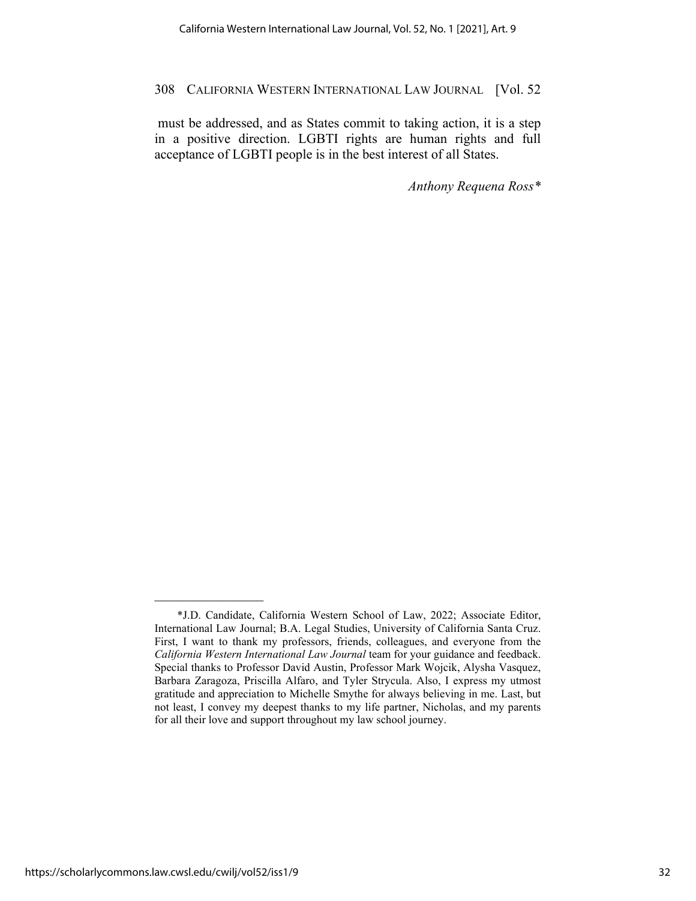must be addressed, and as States commit to taking action, it is a step in a positive direction. LGBTI rights are human rights and full acceptance of LGBTI people is in the best interest of all States.

*Anthony Requena Ross**

---

*J.D. Candidate, California Western School of Law, 2022; Associate Editor, International Law Journal; B.A. Legal Studies, University of California Santa Cruz. First, I want to thank my professors, friends, colleagues, and everyone from the *California Western International Law Journal* team for your guidance and feedback. Special thanks to Professor David Austin, Professor Mark Wojcik, Alysha Vasquez, Barbara Zaragoza, Priscilla Alfaro, and Tyler Strycula. Also, I express my utmost gratitude and appreciation to Michelle Smythe for always believing in me. Last, but not least, I convey my deepest thanks to my life partner, Nicholas, and my parents for all their love and support throughout my law school journey.